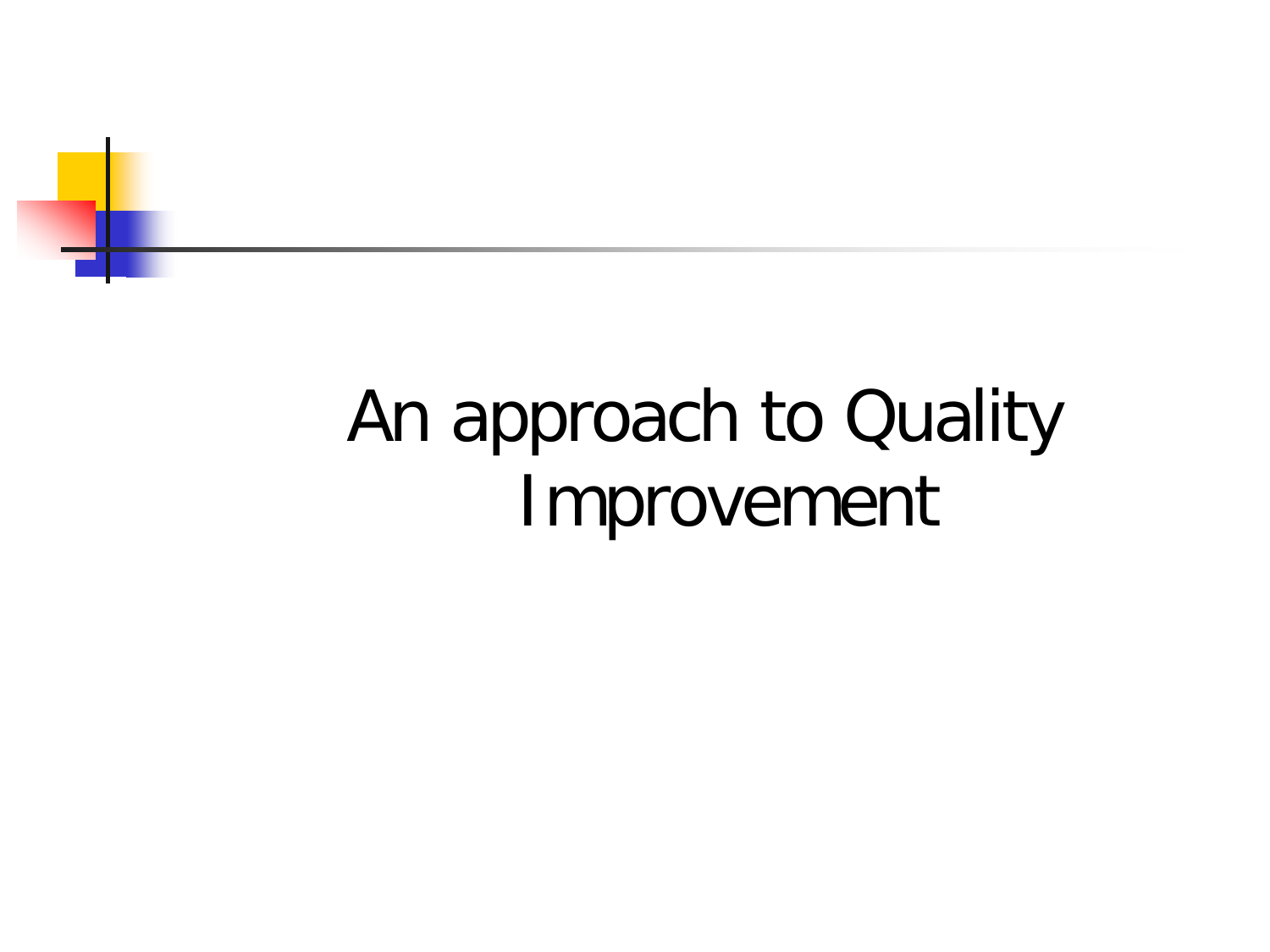# An approach to Quality Improvement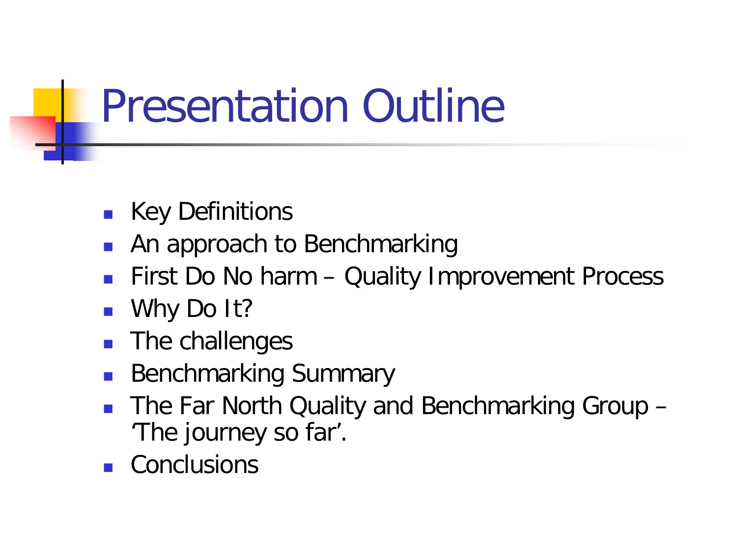# Presentation Outline

- Key Definitions
- An approach to Benchmarking
- First Do No harm – Quality Improvement Process
- Why Do It?
- The challenges
- Benchmarking Summary
- The Far North Quality and Benchmarking Group – 'The journey so far'.
- Conclusions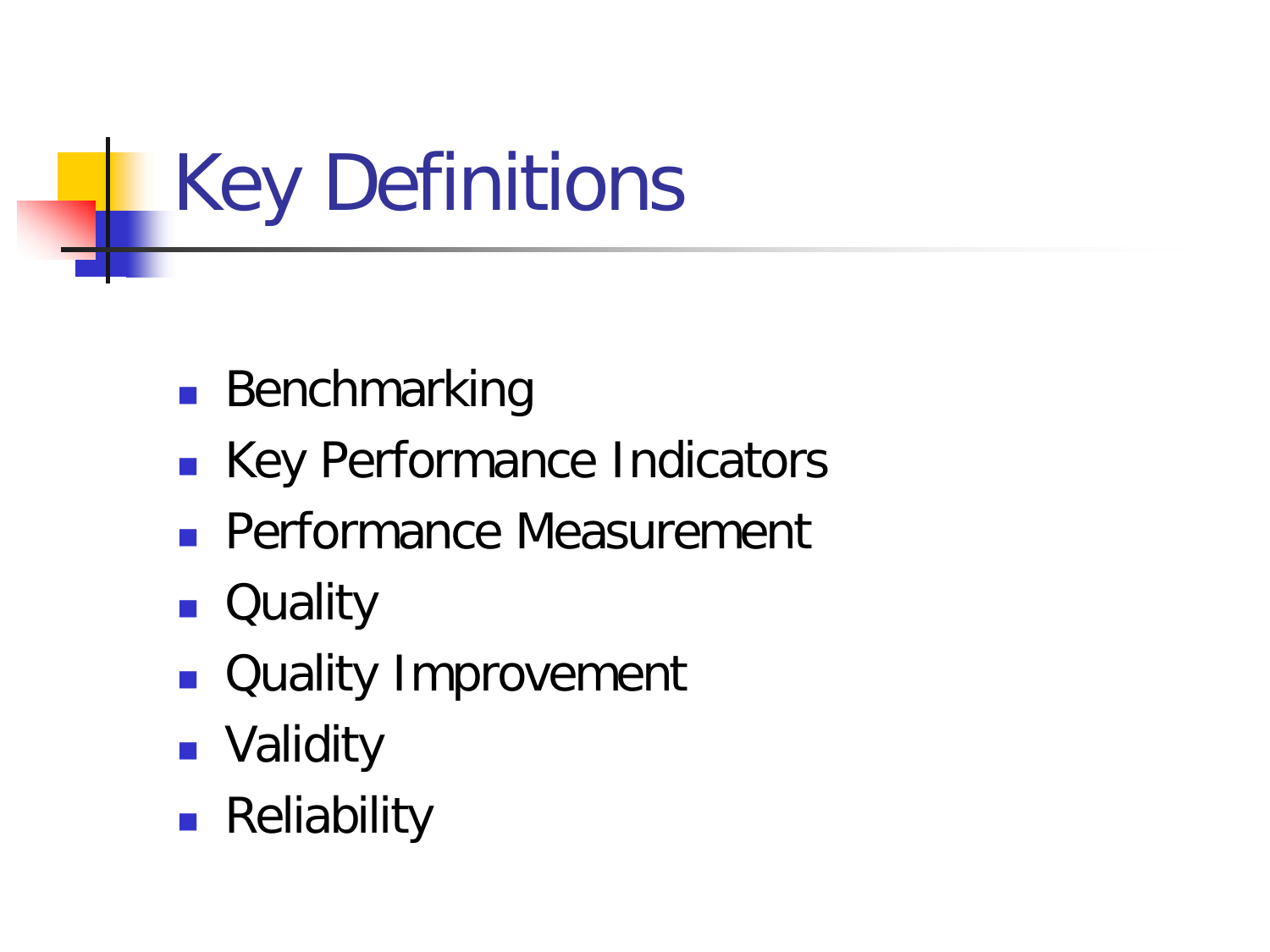# Key Definitions

- Benchmarking
- Key Performance Indicators
- Performance Measurement
- Quality
- Quality Improvement
- Validity
- Reliability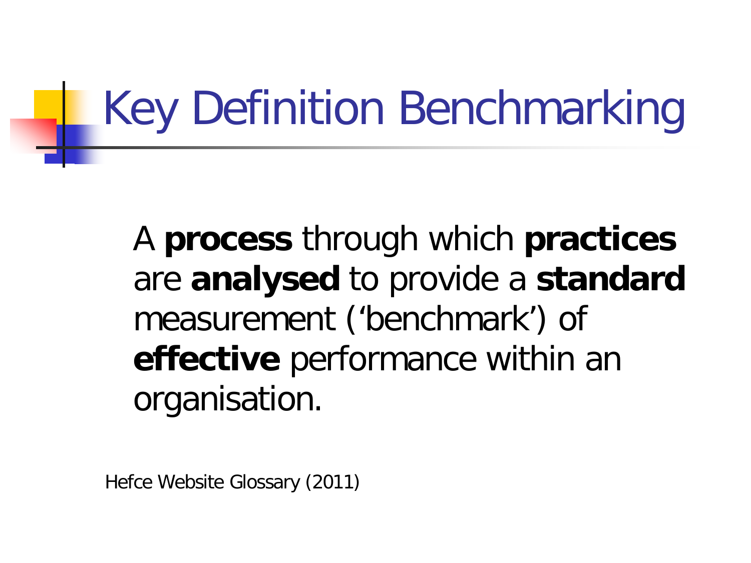# Key Definition Benchmarking

A **process** through which **practices** are **analysed** to provide a **standard** measurement (‘benchmark’) of **effective** performance within an organisation.

Hefce Website Glossary (2011)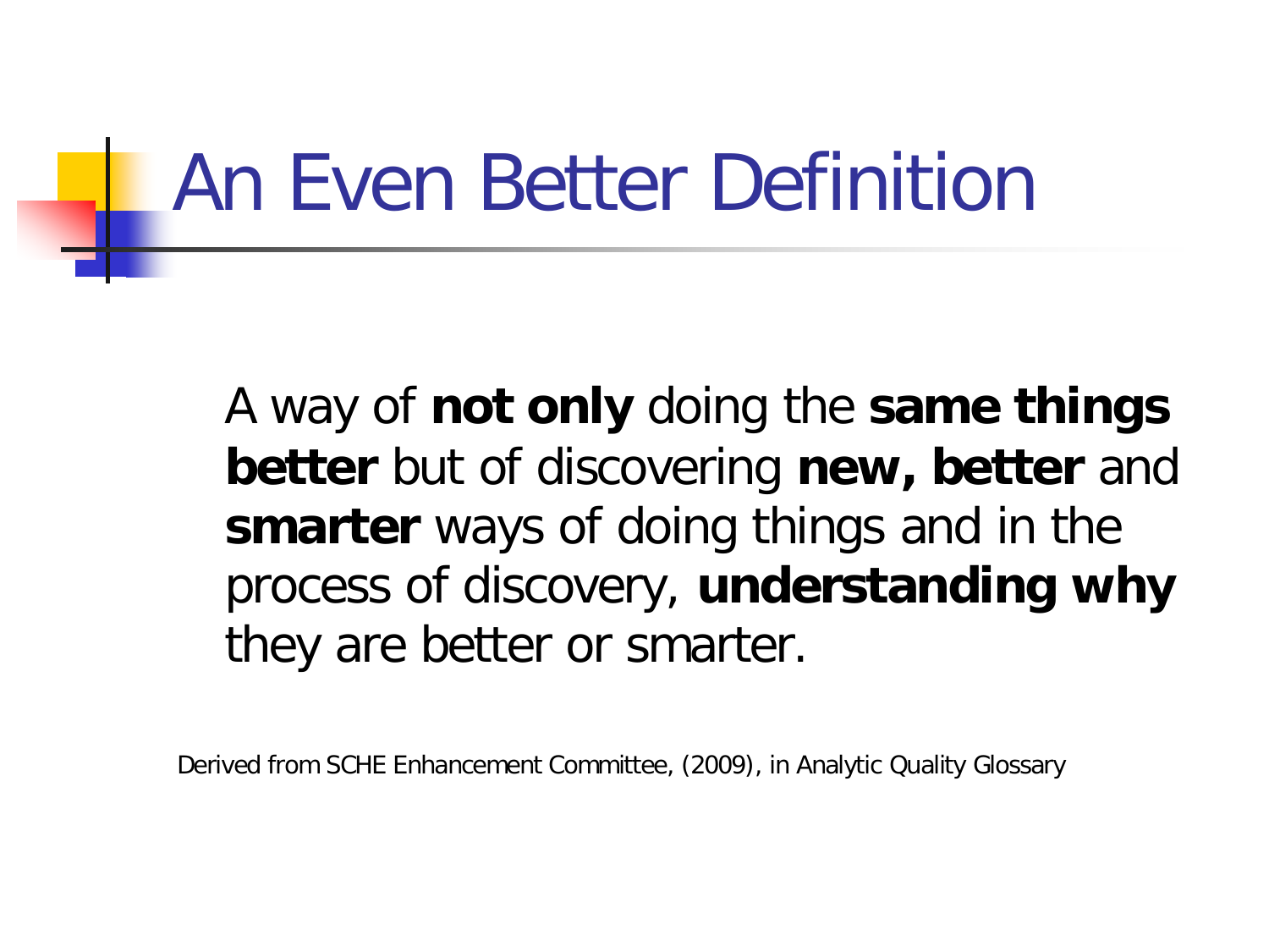# An Even Better Definition

A way of **not only** doing the **same things better** but of discovering **new, better** and **smarter** ways of doing things and in the process of discovery, **understanding why** they are better or smarter.

Derived from SCHE Enhancement Committee, (2009), in Analytic Quality Glossary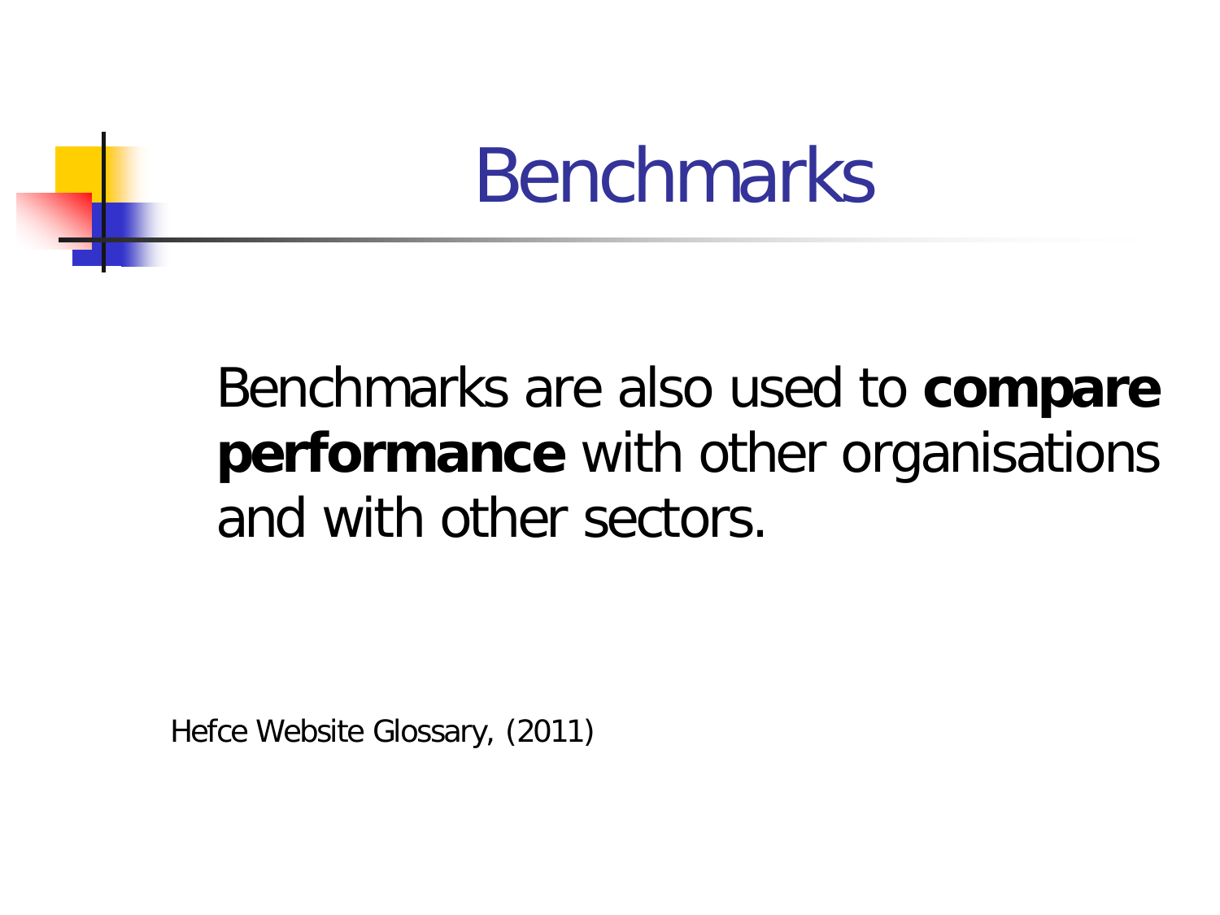# Benchmarks

Benchmarks are also used to **compare performance** with other organisations and with other sectors.

Hefce Website Glossary, (2011)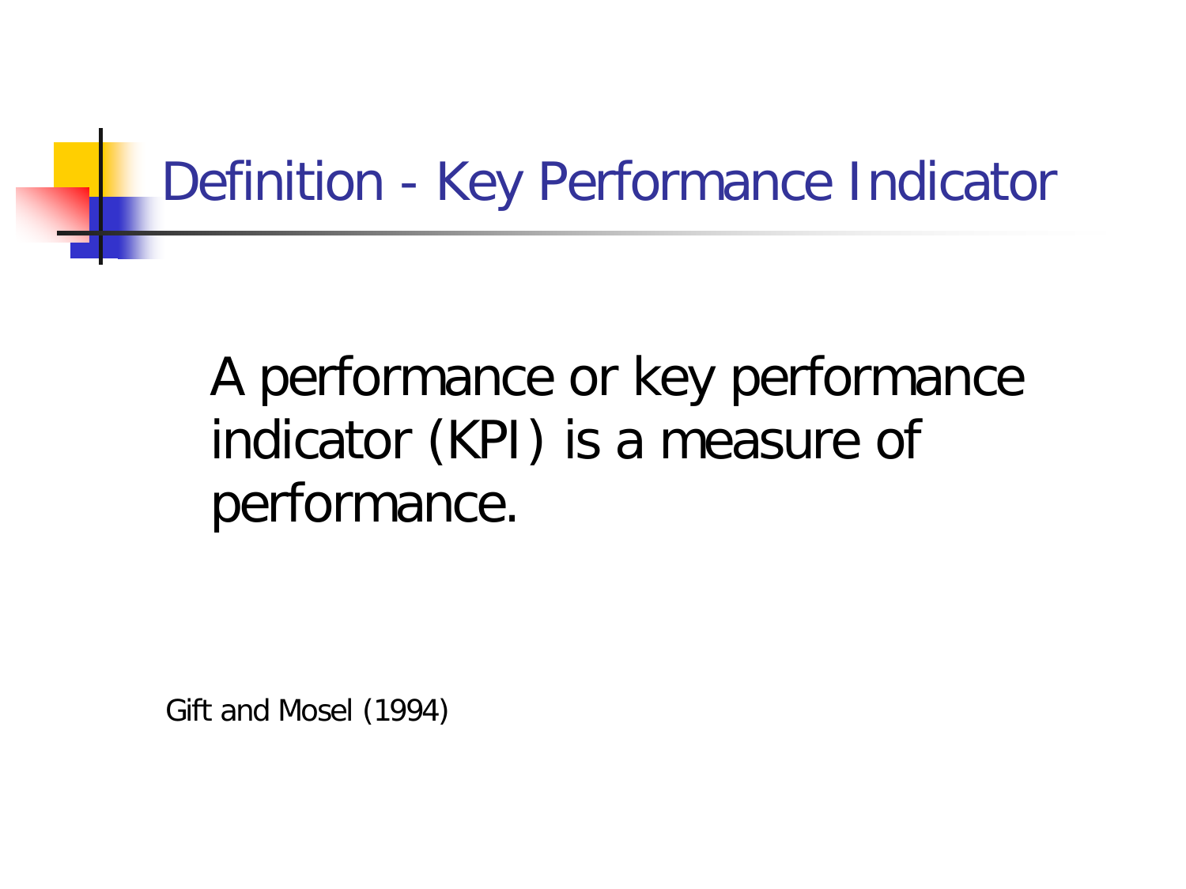# Definition - Key Performance Indicator

A performance or key performance indicator (KPI) is a measure of performance.

Gift and Mosel (1994)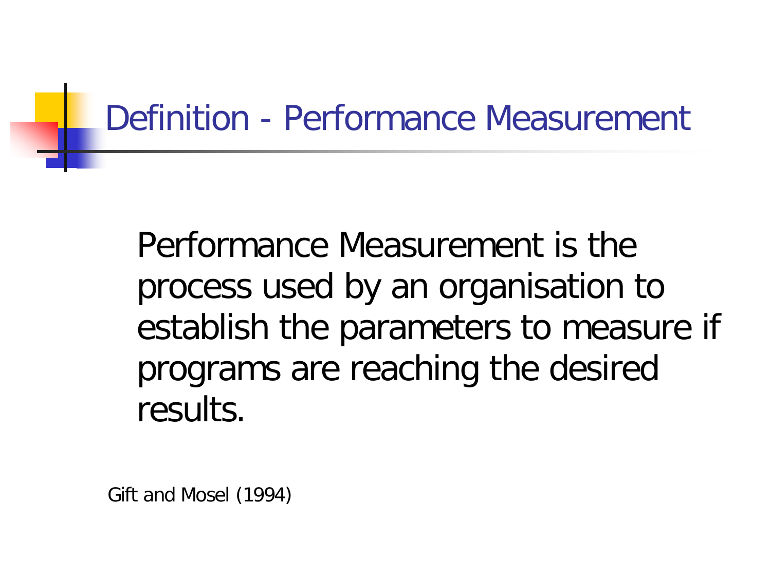# Definition - Performance Measurement

Performance Measurement is the process used by an organisation to establish the parameters to measure if programs are reaching the desired results.

Gift and Mosel (1994)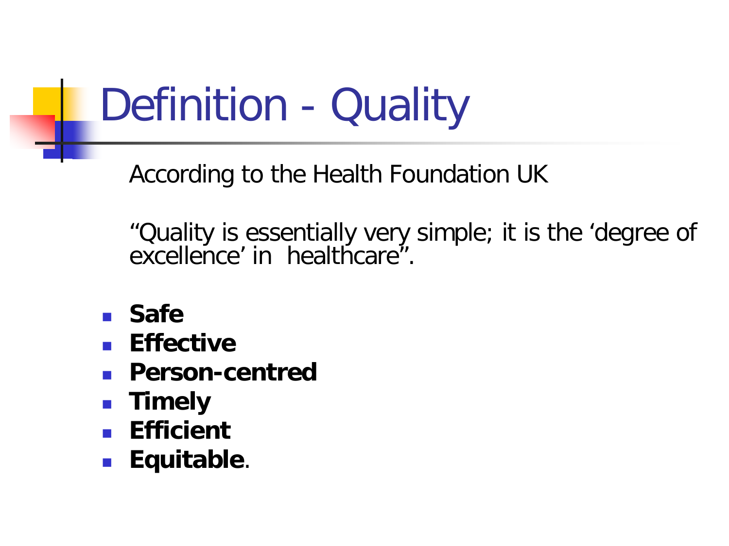# Definition - Quality

According to the Health Foundation UK

"Quality is essentially very simple; it is the 'degree of excellence' in healthcare".

- **Safe**
- **Effective**
- **Person-centred**
- **Timely**
- **Efficient**
- **Equitable**.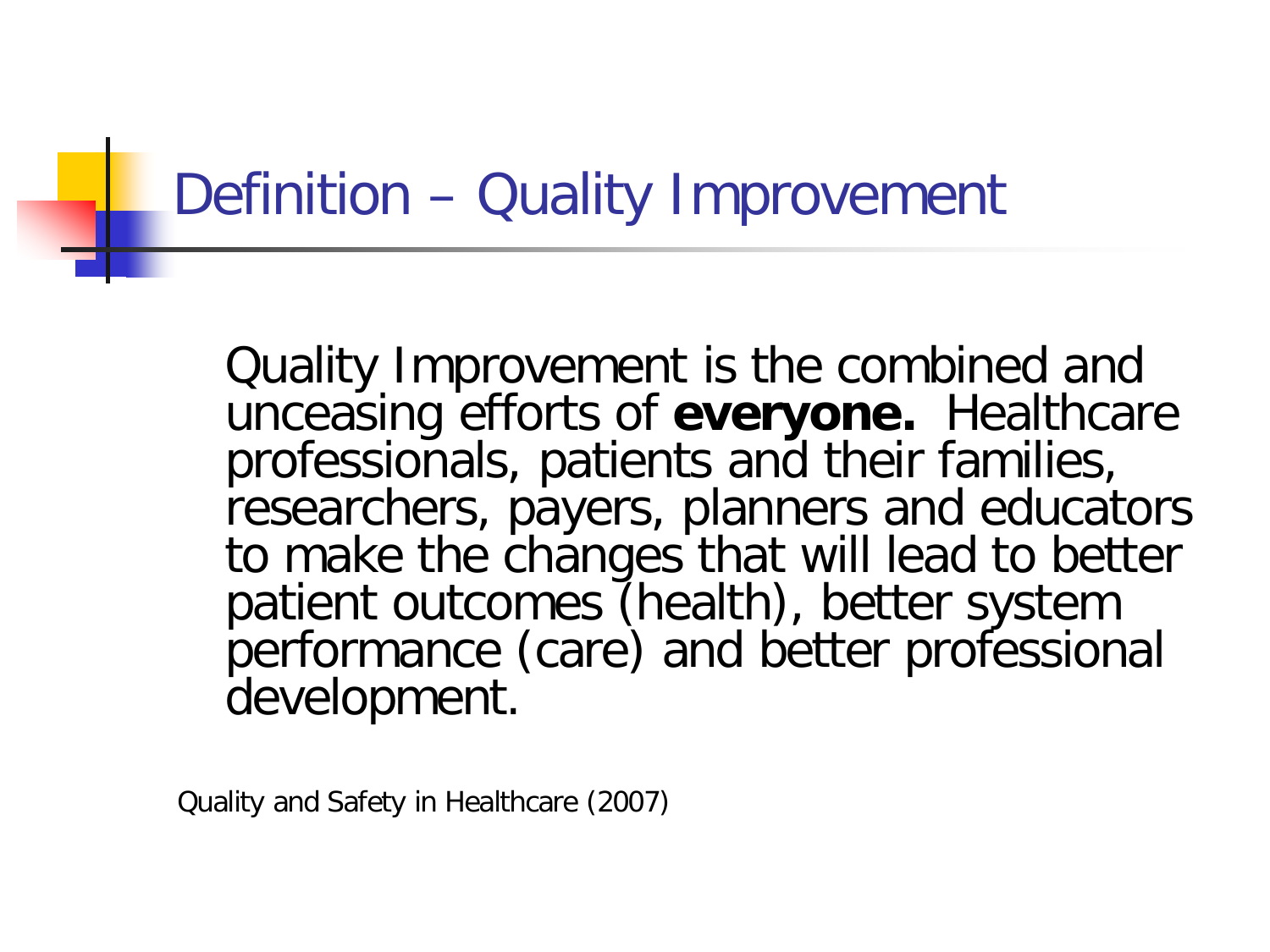# Definition – Quality Improvement

Quality Improvement is the combined and unceasing efforts of **everyone.** Healthcare professionals, patients and their families, researchers, payers, planners and educators to make the changes that will lead to better patient outcomes (health), better system performance (care) and better professional development.

Quality and Safety in Healthcare (2007)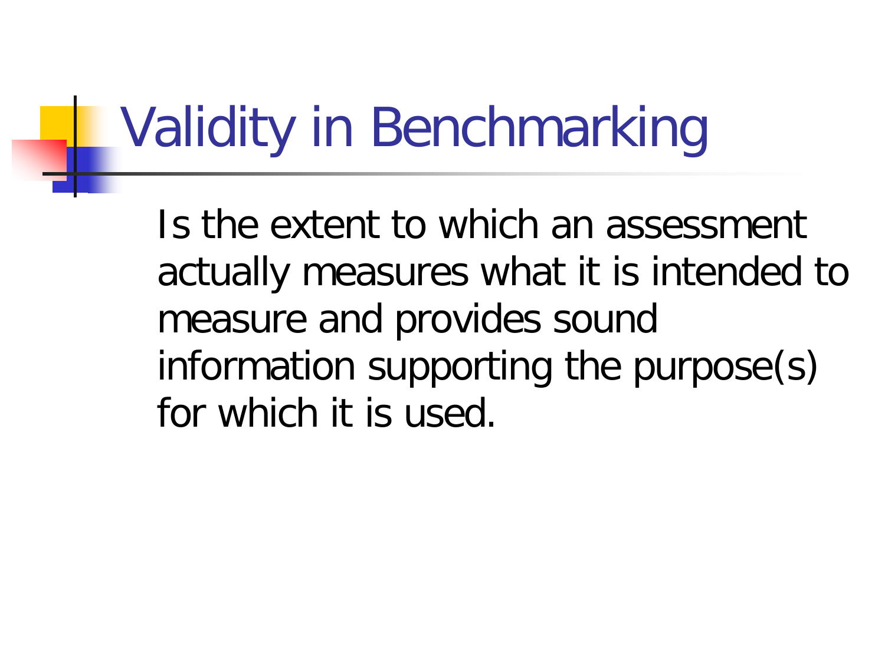# Validity in Benchmarking

Is the extent to which an assessment actually measures what it is intended to measure and provides sound information supporting the purpose(s) for which it is used.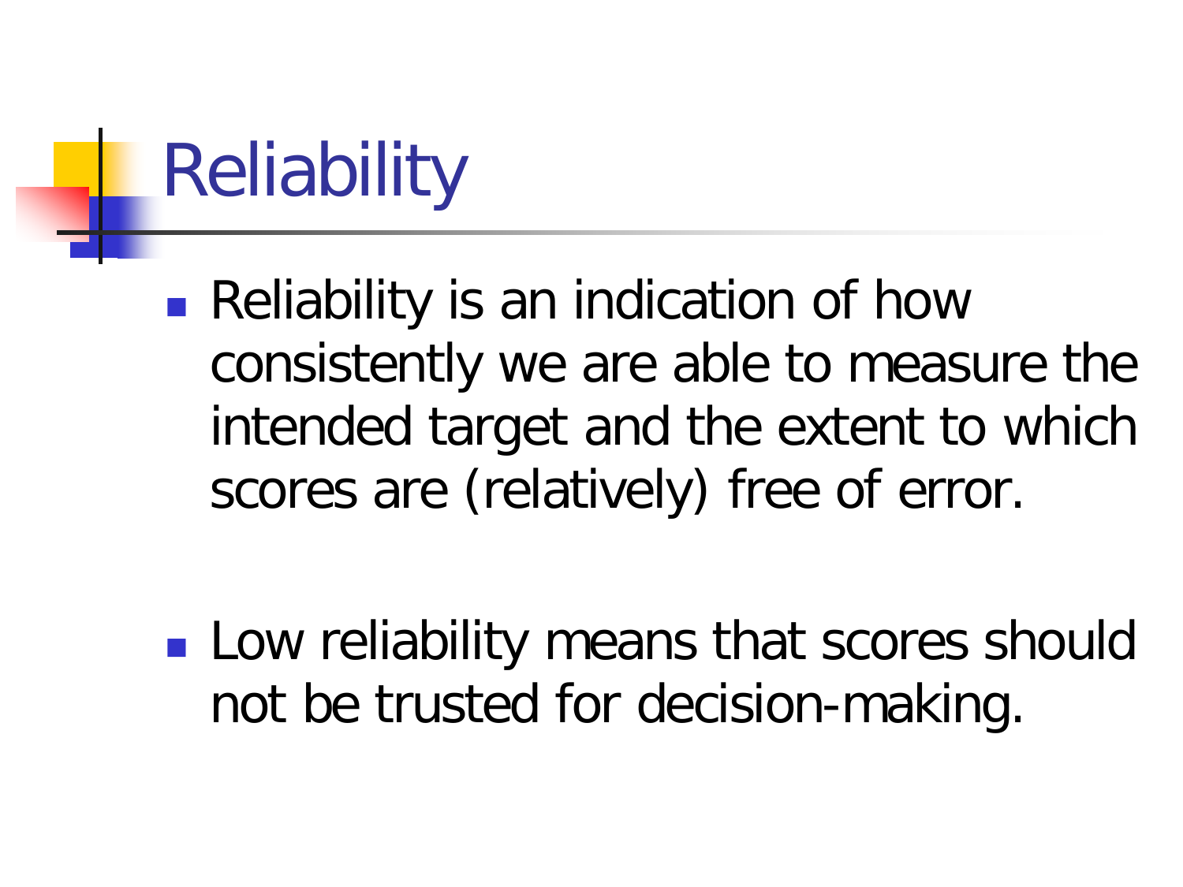# Reliability

- Reliability is an indication of how consistently we are able to measure the intended target and the extent to which scores are (relatively) free of error.

- Low reliability means that scores should not be trusted for decision-making.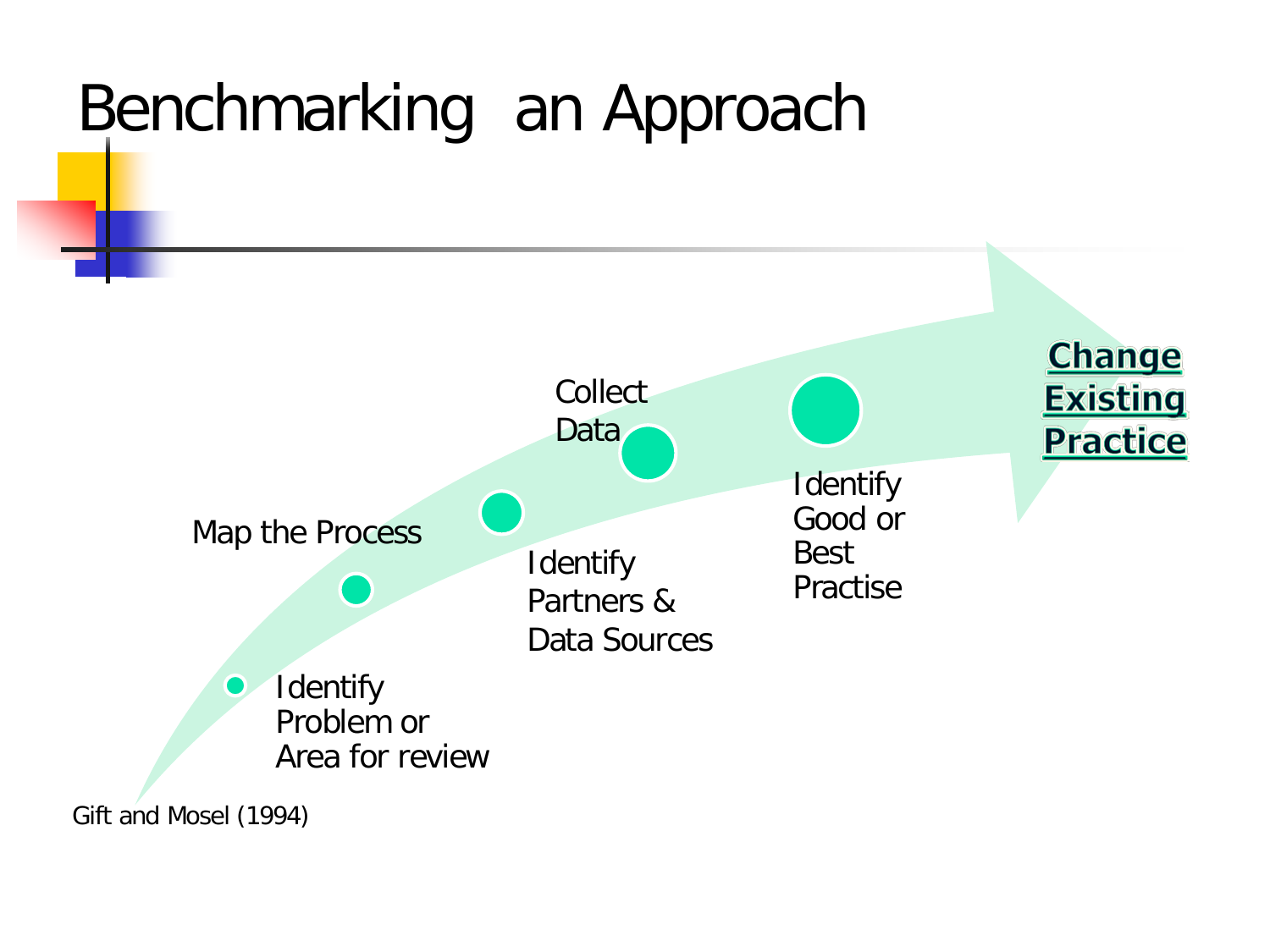# Benchmarking an Approach

1. Identify Problem or Area for review
2. Map the Process
3. Identify Partners & Data Sources
4. Collect Data
5. Identify Good or Best Practise
6. **Change Existing Practice**

Gift and Mosel (1994)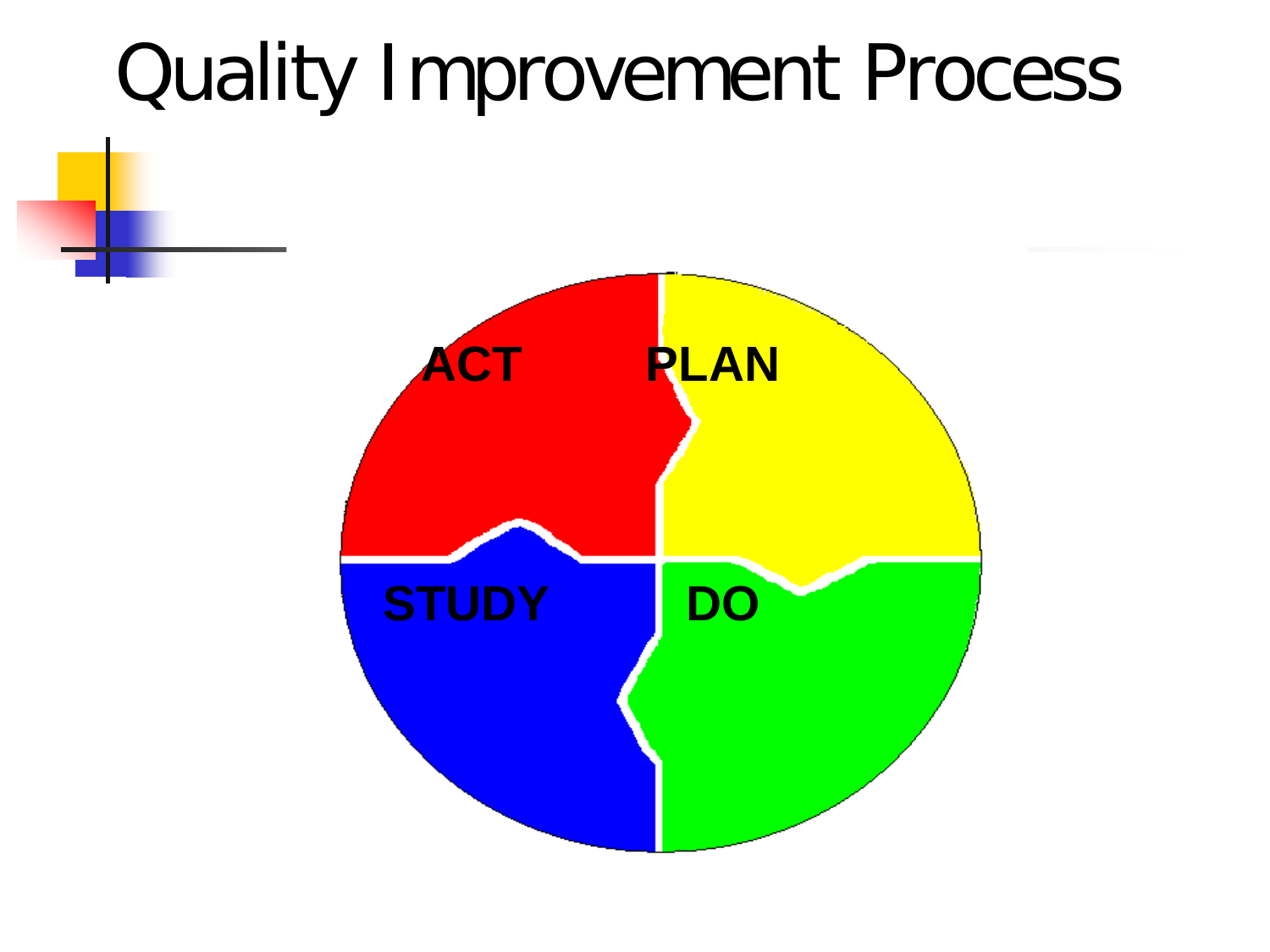# Quality Improvement Process

ACT

PLAN

STUDY

DO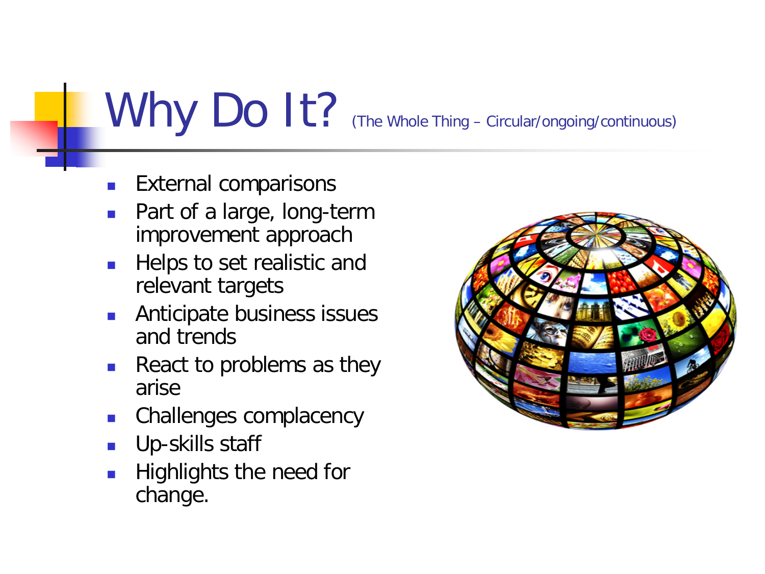# Why Do It? (The Whole Thing – Circular/ongoing/continuous)

- External comparisons
- Part of a large, long-term improvement approach
- Helps to set realistic and relevant targets
- Anticipate business issues and trends
- React to problems as they arise
- Challenges complacency
- Up-skills staff
- Highlights the need for change.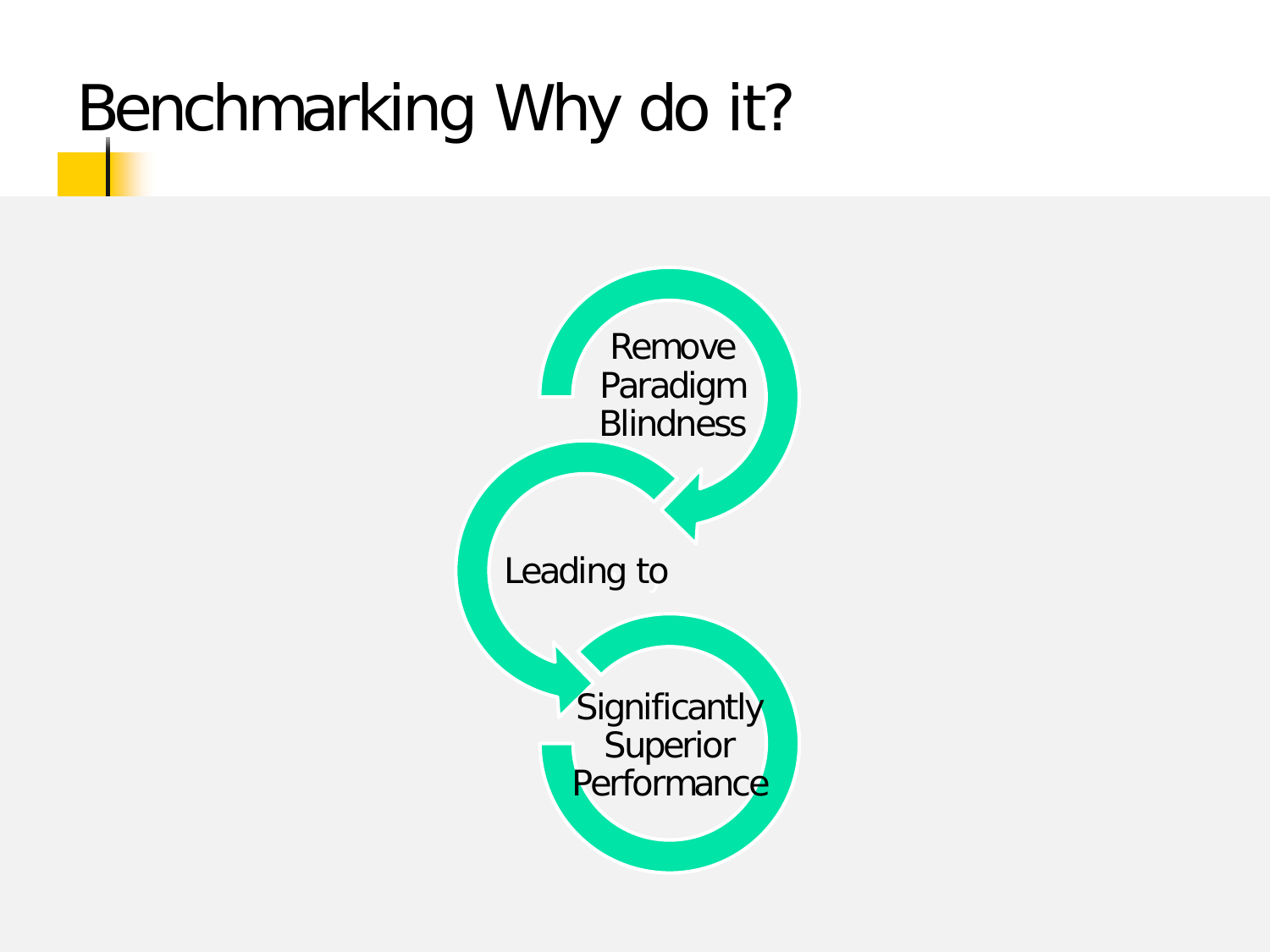# Benchmarking Why do it?

Remove Paradigm Blindness

Leading to

Significantly Superior Performance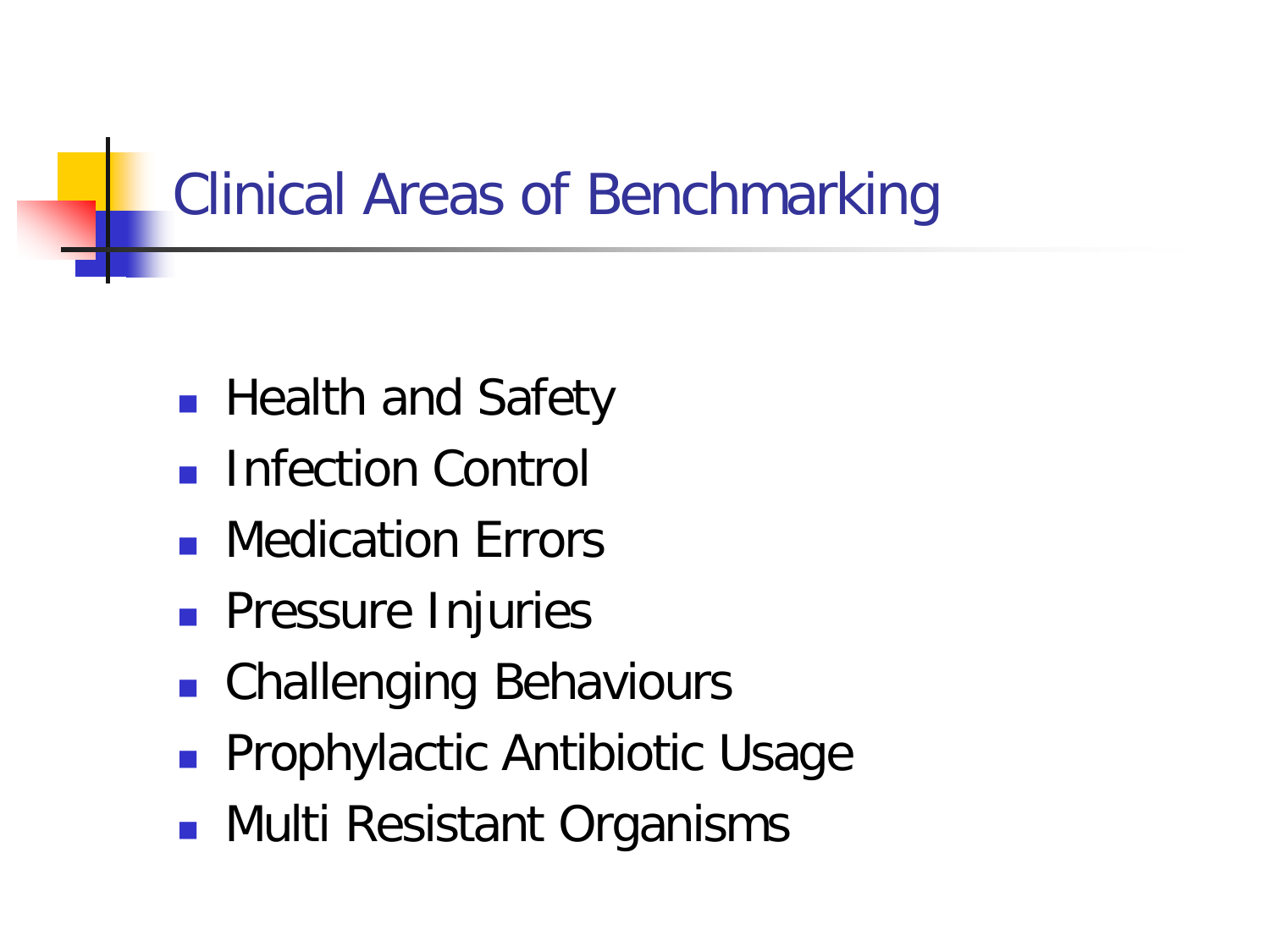# Clinical Areas of Benchmarking

- Health and Safety
- Infection Control
- Medication Errors
- Pressure Injuries
- Challenging Behaviours
- Prophylactic Antibiotic Usage
- Multi Resistant Organisms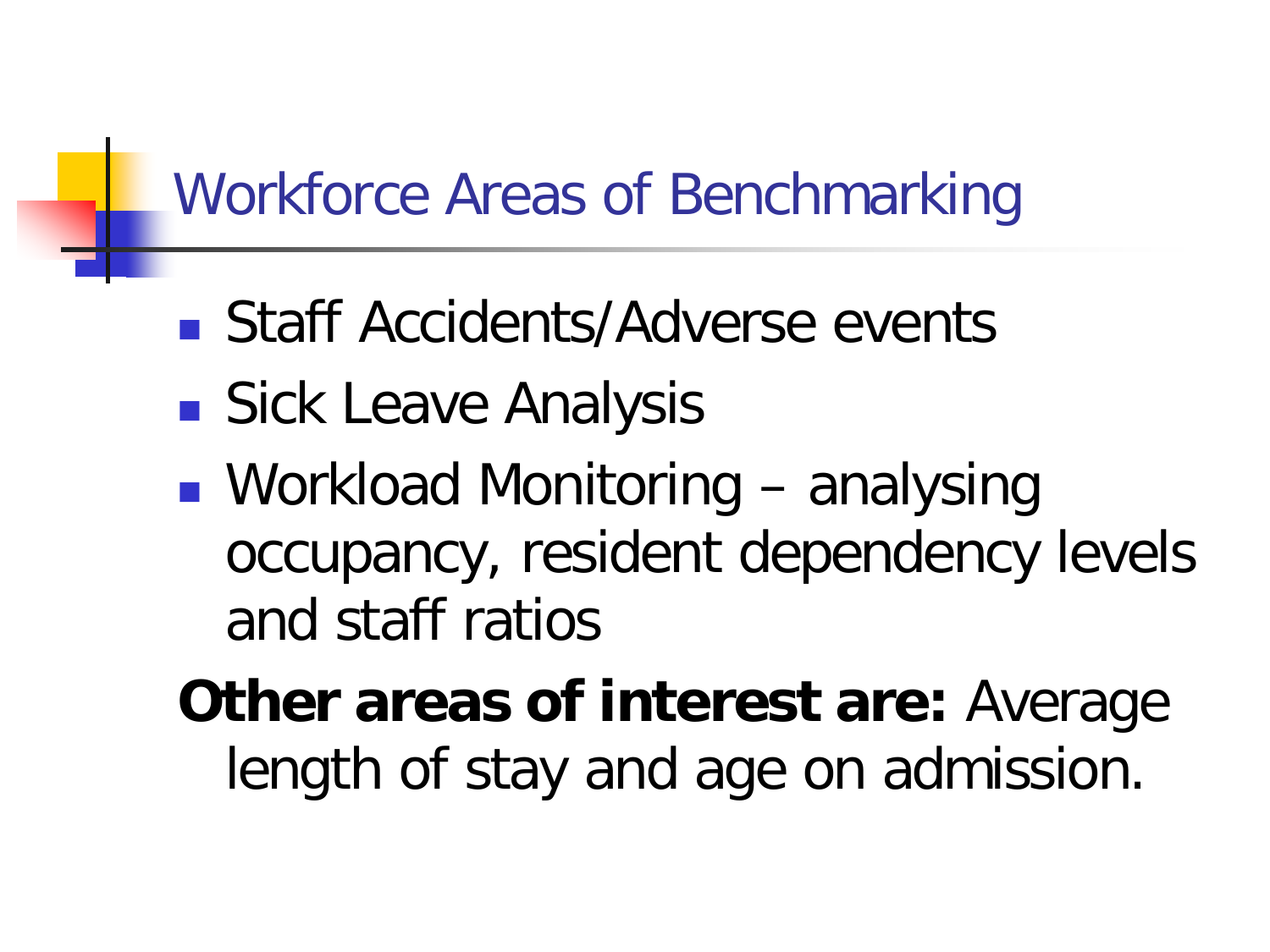# Workforce Areas of Benchmarking

- Staff Accidents/Adverse events
- Sick Leave Analysis
- Workload Monitoring – analysing occupancy, resident dependency levels and staff ratios

**Other areas of interest are:** Average length of stay and age on admission.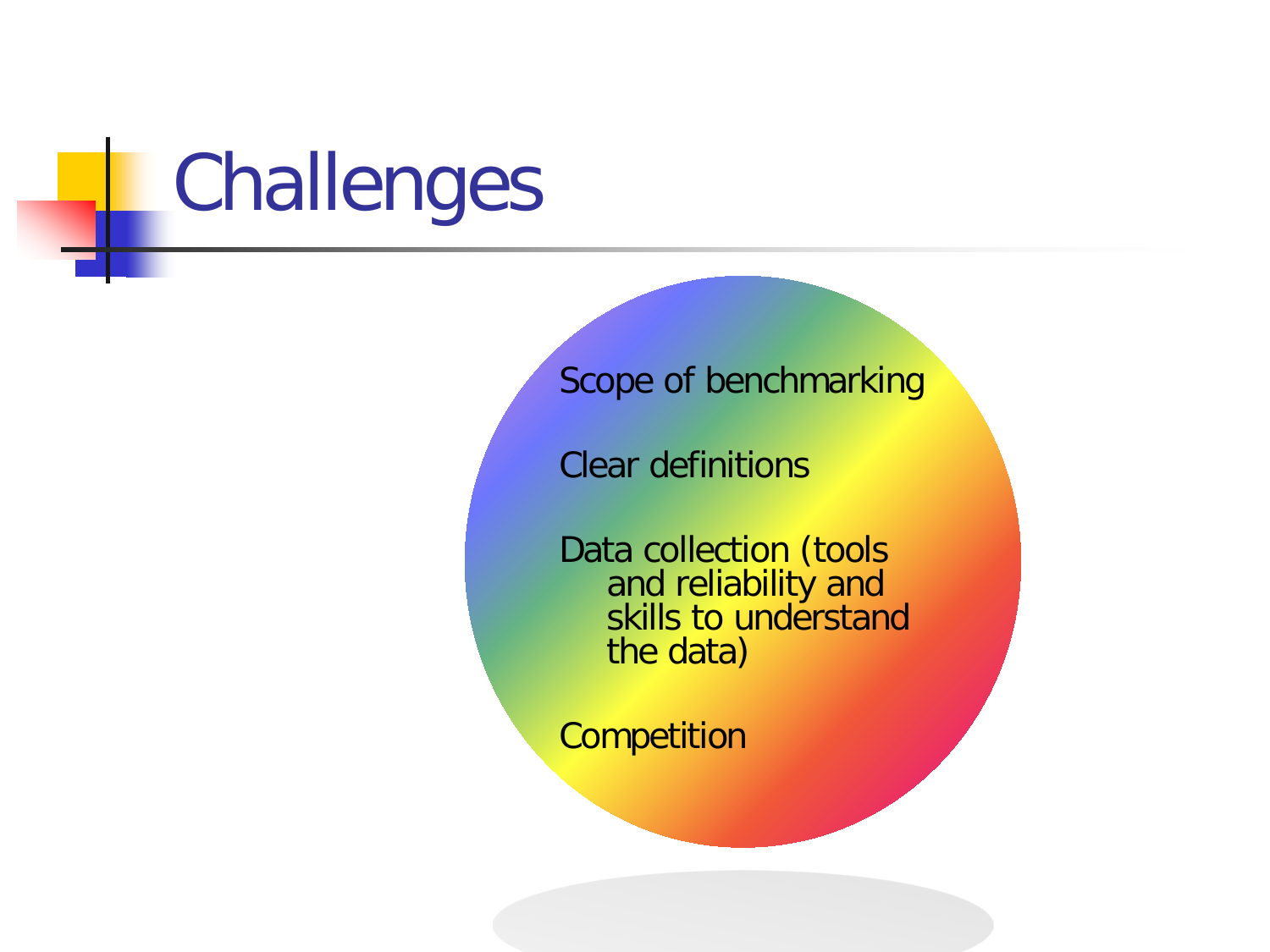# Challenges

- Scope of benchmarking
- Clear definitions
- Data collection (tools and reliability and skills to understand the data)
- Competition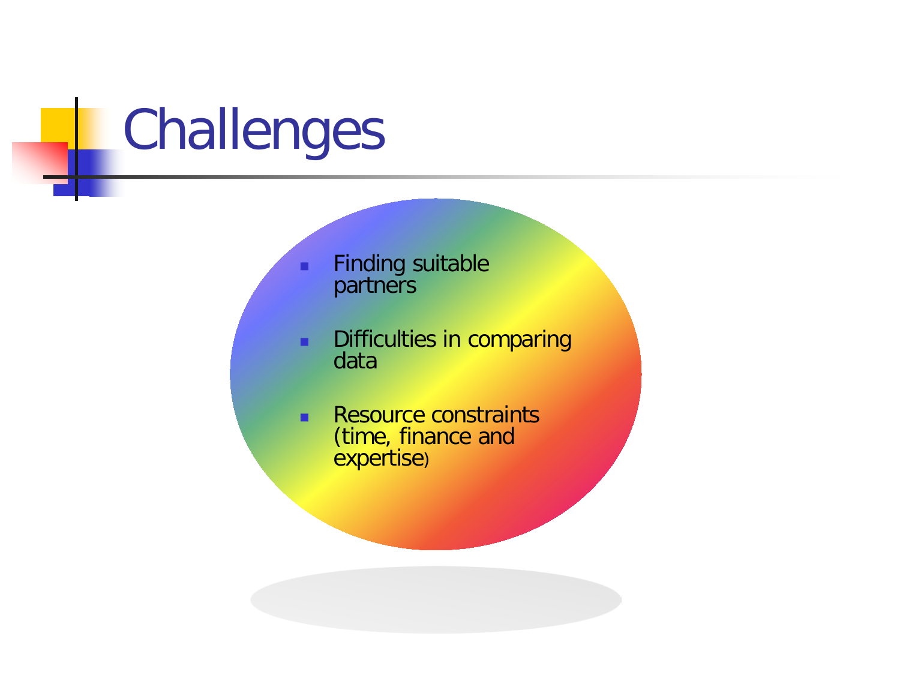# Challenges

- Finding suitable partners
- Difficulties in comparing data
- Resource constraints (time, finance and expertise)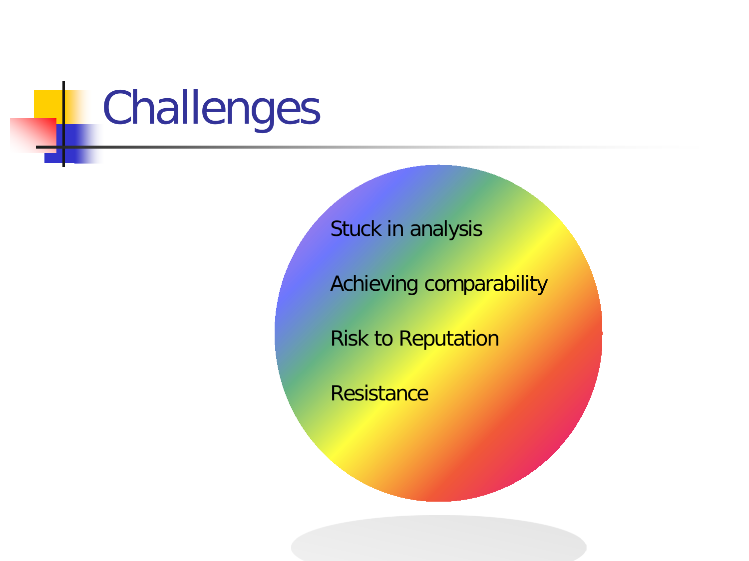# Challenges

- Stuck in analysis
- Achieving comparability
- Risk to Reputation
- Resistance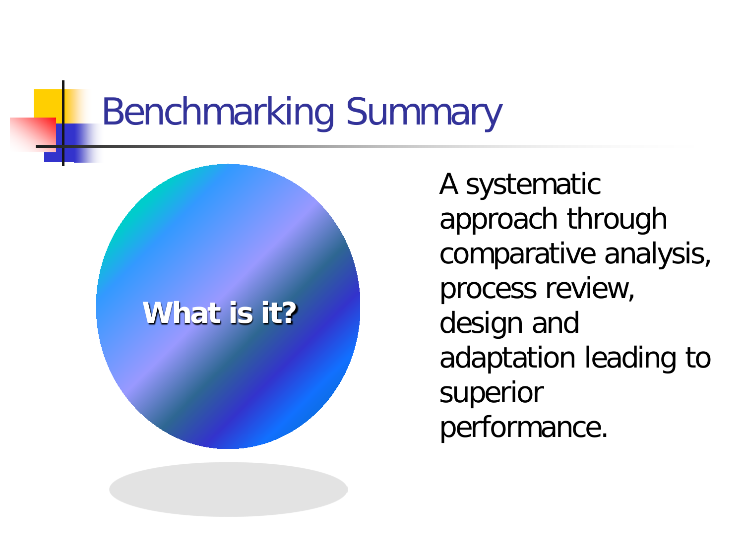# Benchmarking Summary

**What is it?**

A systematic approach through comparative analysis, process review, design and adaptation leading to superior performance.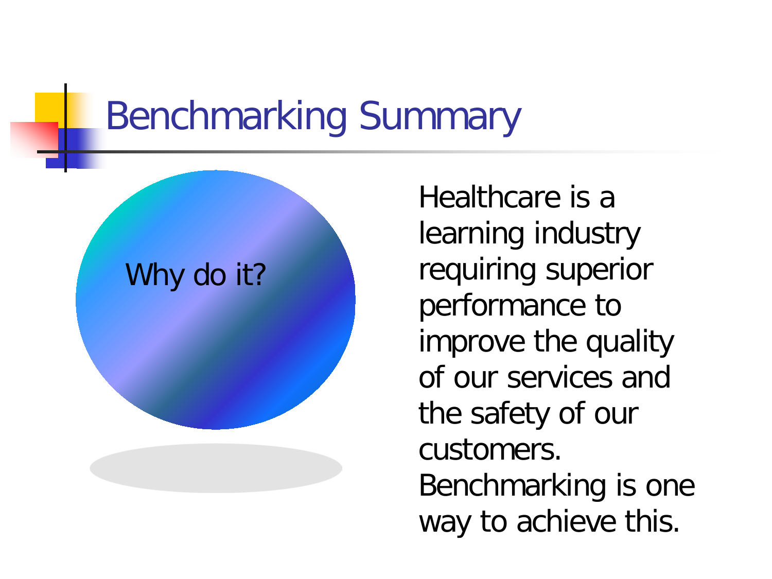# Benchmarking Summary

Why do it?

Healthcare is a learning industry requiring superior performance to improve the quality of our services and the safety of our customers. Benchmarking is one way to achieve this.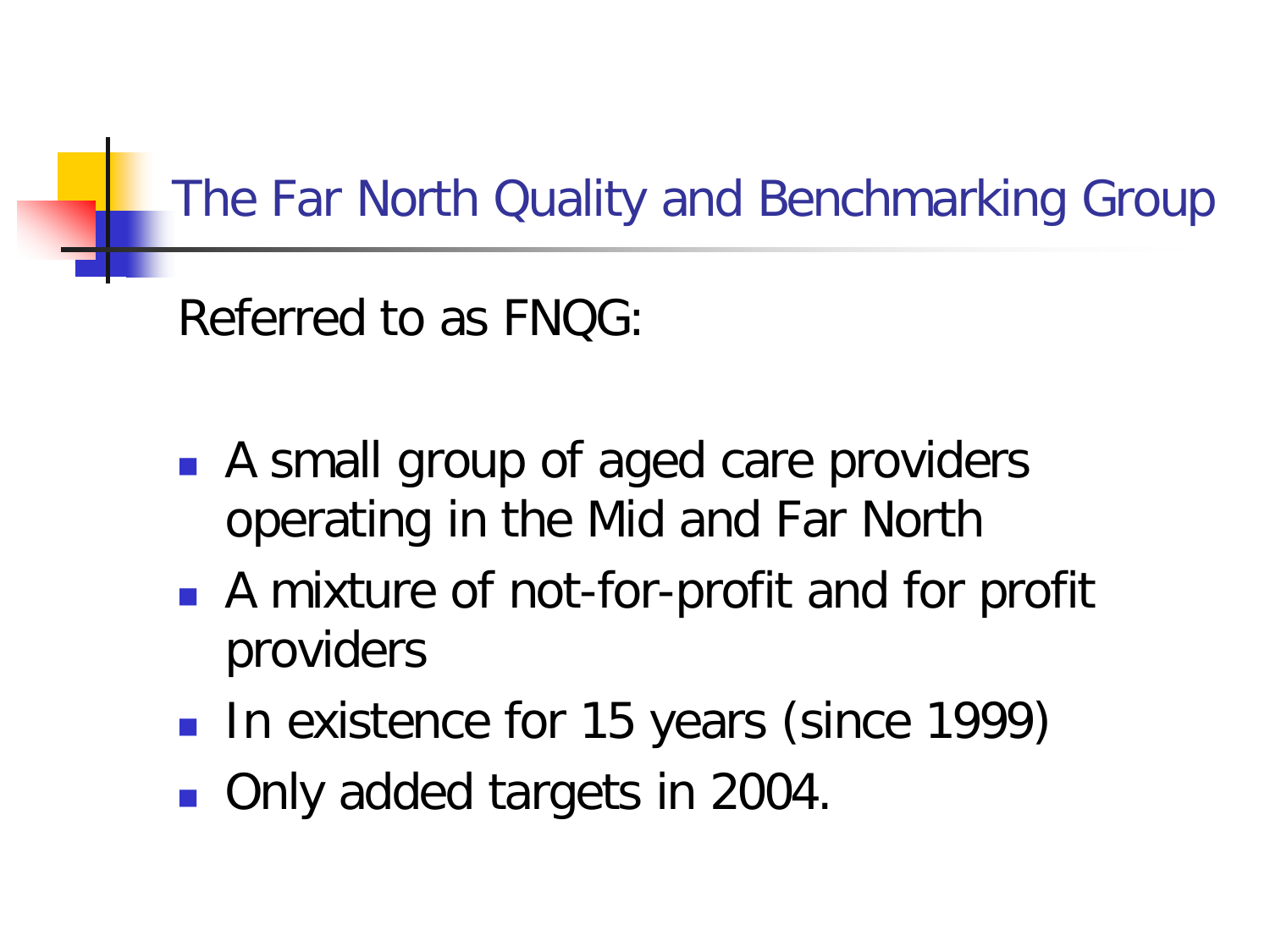# The Far North Quality and Benchmarking Group

Referred to as FNQG:

- A small group of aged care providers operating in the Mid and Far North
- A mixture of not-for-profit and for profit providers
- In existence for 15 years (since 1999)
- Only added targets in 2004.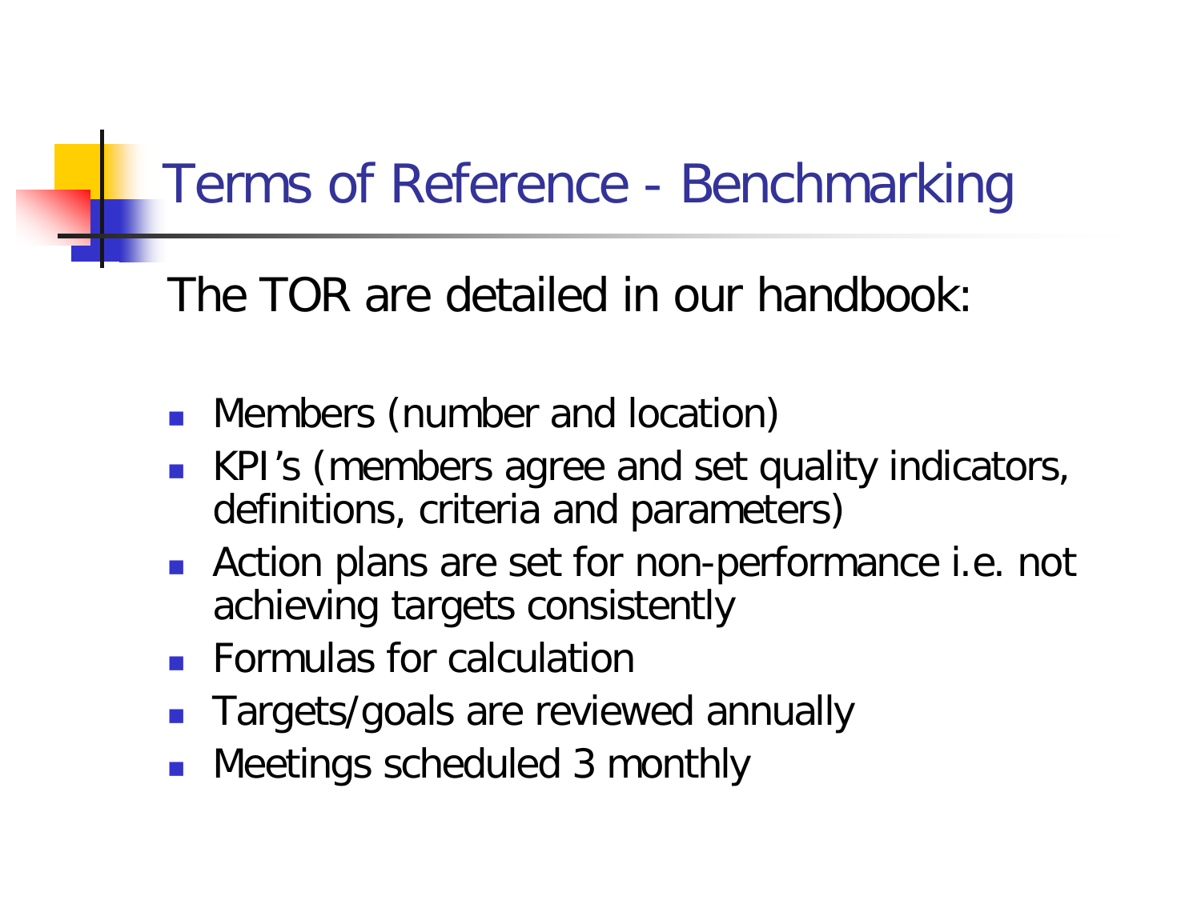# Terms of Reference - Benchmarking

The TOR are detailed in our handbook:

- Members (number and location)
- KPI's (members agree and set quality indicators, definitions, criteria and parameters)
- Action plans are set for non-performance i.e. not achieving targets consistently
- Formulas for calculation
- Targets/goals are reviewed annually
- Meetings scheduled 3 monthly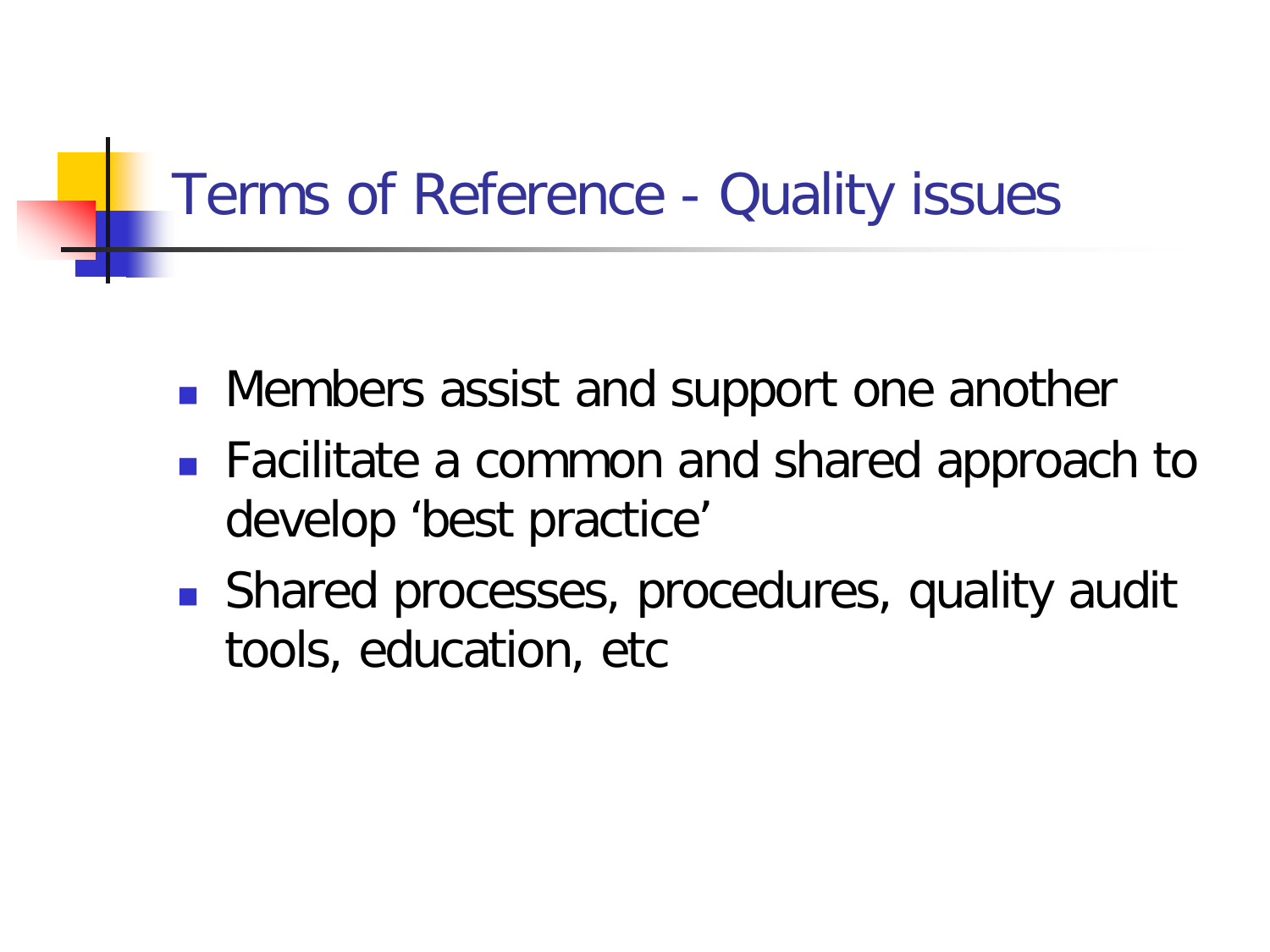# Terms of Reference - Quality issues

- Members assist and support one another
- Facilitate a common and shared approach to develop 'best practice'
- Shared processes, procedures, quality audit tools, education, etc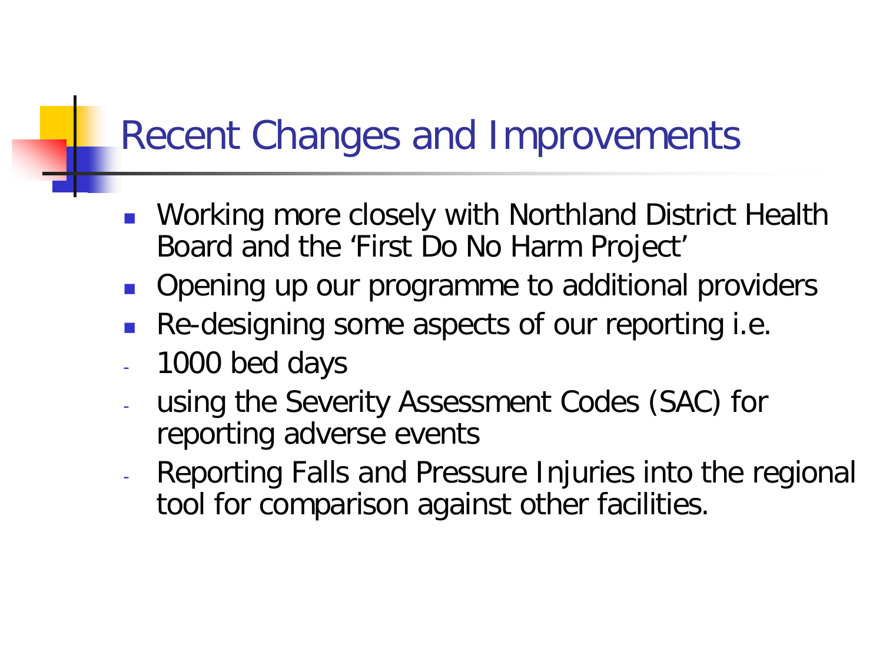# Recent Changes and Improvements

- Working more closely with Northland District Health Board and the 'First Do No Harm Project'
- Opening up our programme to additional providers
- Re-designing some aspects of our reporting i.e.
  - 1000 bed days
  - using the Severity Assessment Codes (SAC) for reporting adverse events
  - Reporting Falls and Pressure Injuries into the regional tool for comparison against other facilities.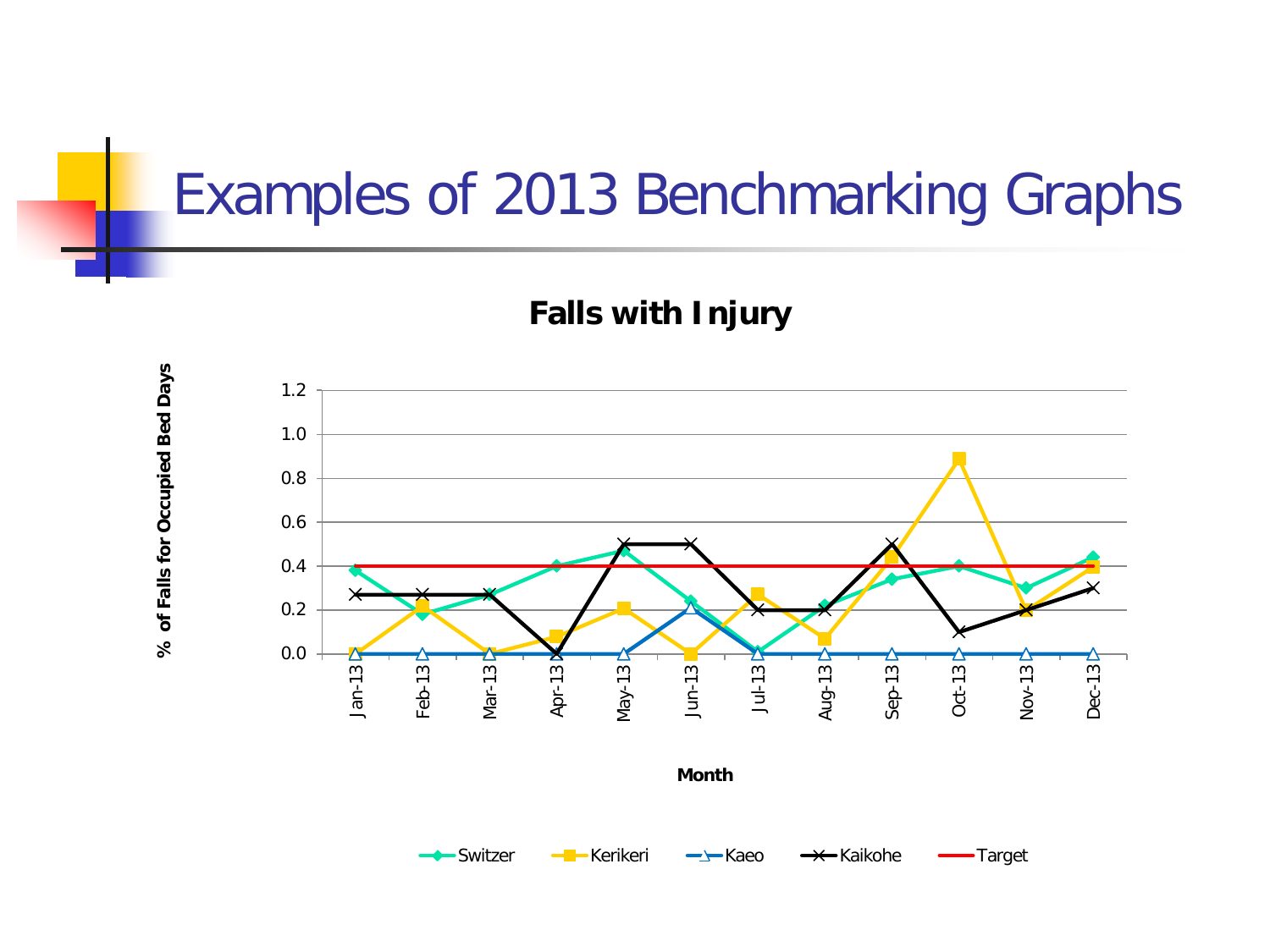# Examples of 2013 Benchmarking Graphs

**Falls with Injury**

% of Falls for Occupied Bed Days

1.2
1.0
0.8
0.6
0.4
0.2
0.0

Jan-13 Feb-13 Mar-13 Apr-13 May-13 Jun-13 Jul-13 Aug-13 Sep-13 Oct-13 Nov-13 Dec-13

**Month**

Switzer Kerikeri Kaeo Kaikohe Target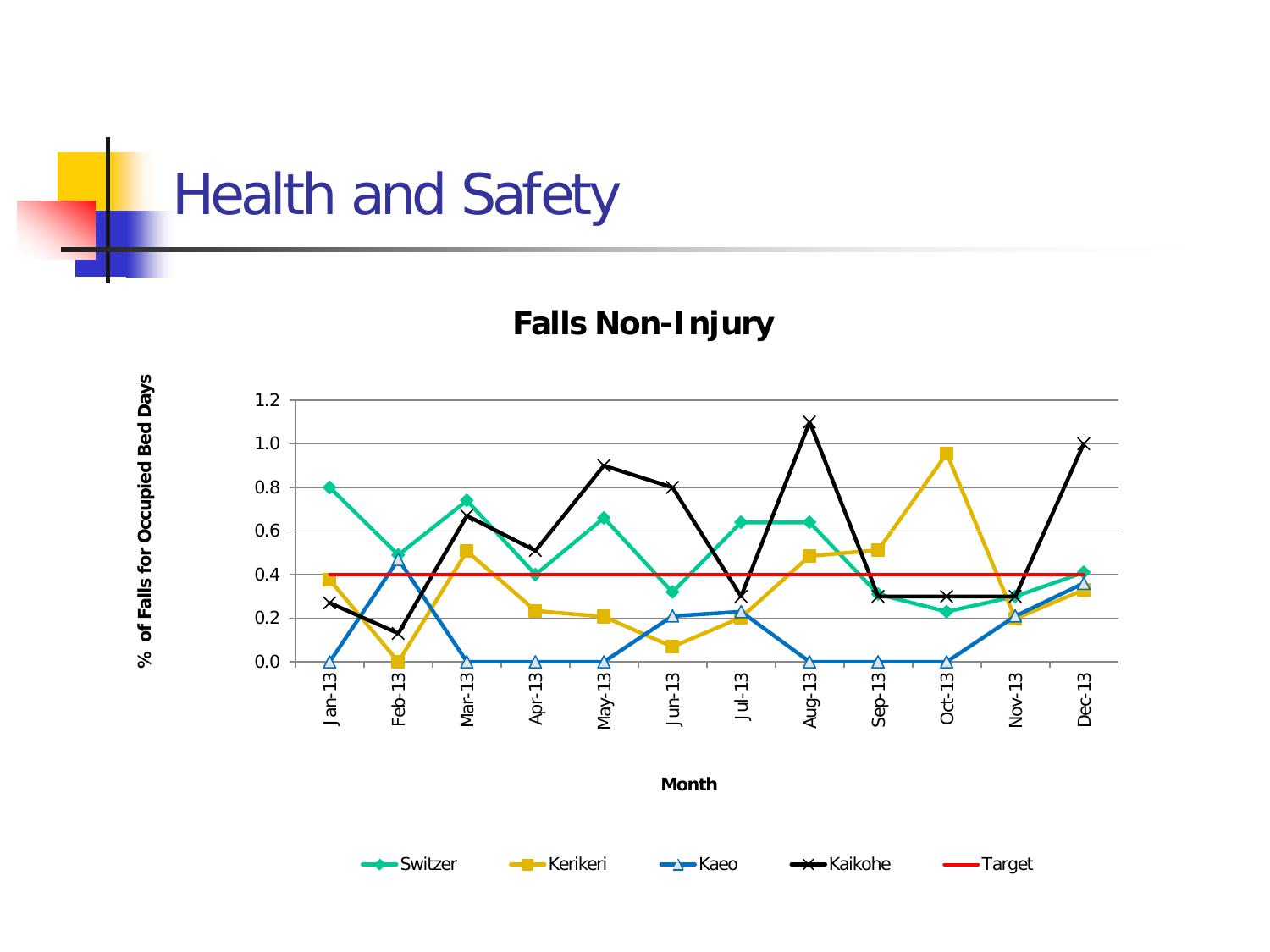# Health and Safety

**Falls Non-Injury**

% of Falls for Occupied Bed Days

Month

Switzer, Kerikeri, Kaeo, Kaikohe, Target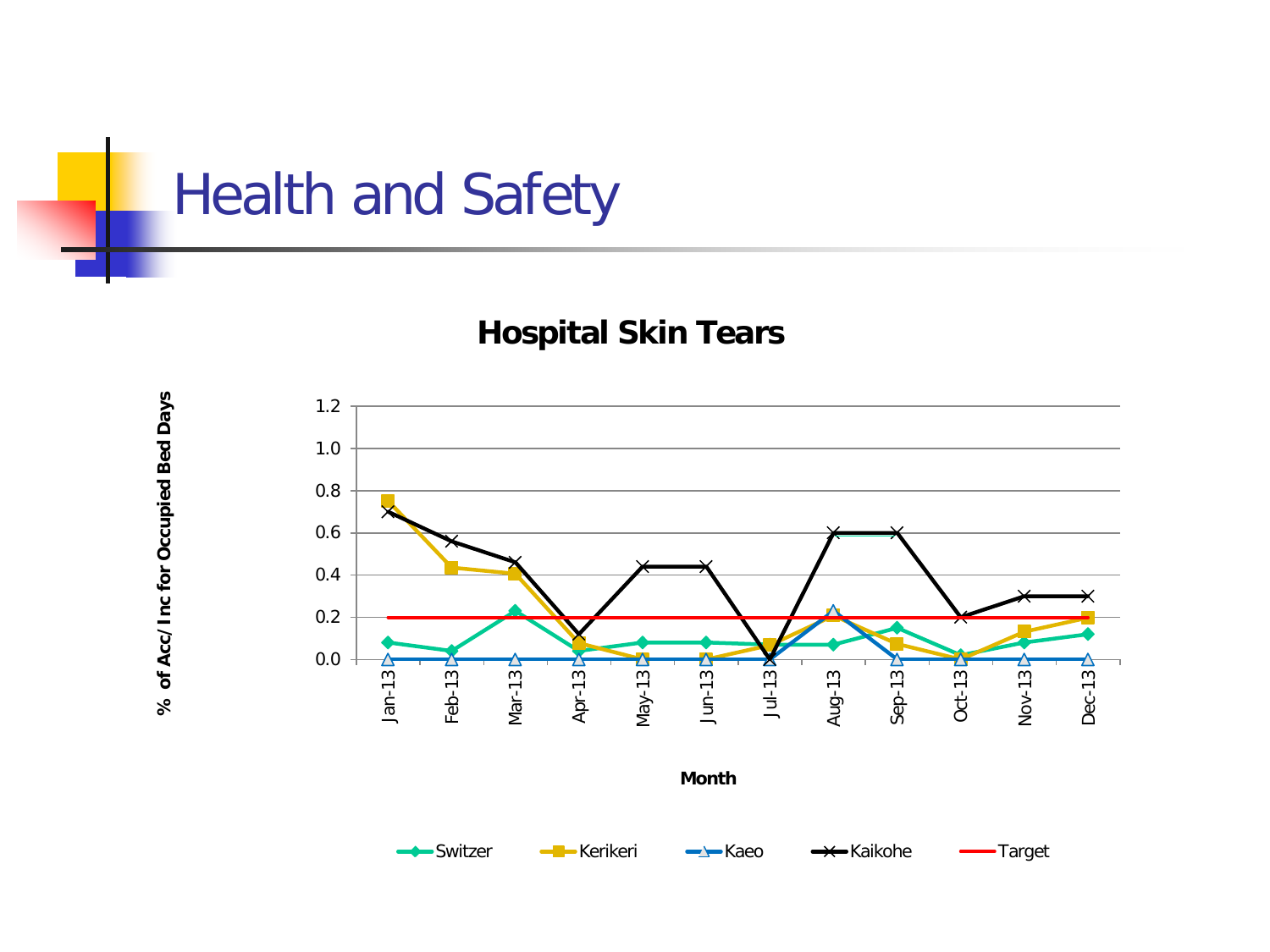# Health and Safety

**Hospital Skin Tears**

**% of Acc/ Inc for Occupied Bed Days**

1.2
1.0
0.8
0.6
0.4
0.2
0.0

Jan-13 Feb-13 Mar-13 Apr-13 May-13 Jun-13 Jul-13 Aug-13 Sep-13 Oct-13 Nov-13 Dec-13

**Month**

Switzer Kerikeri Kaeo Kaikohe Target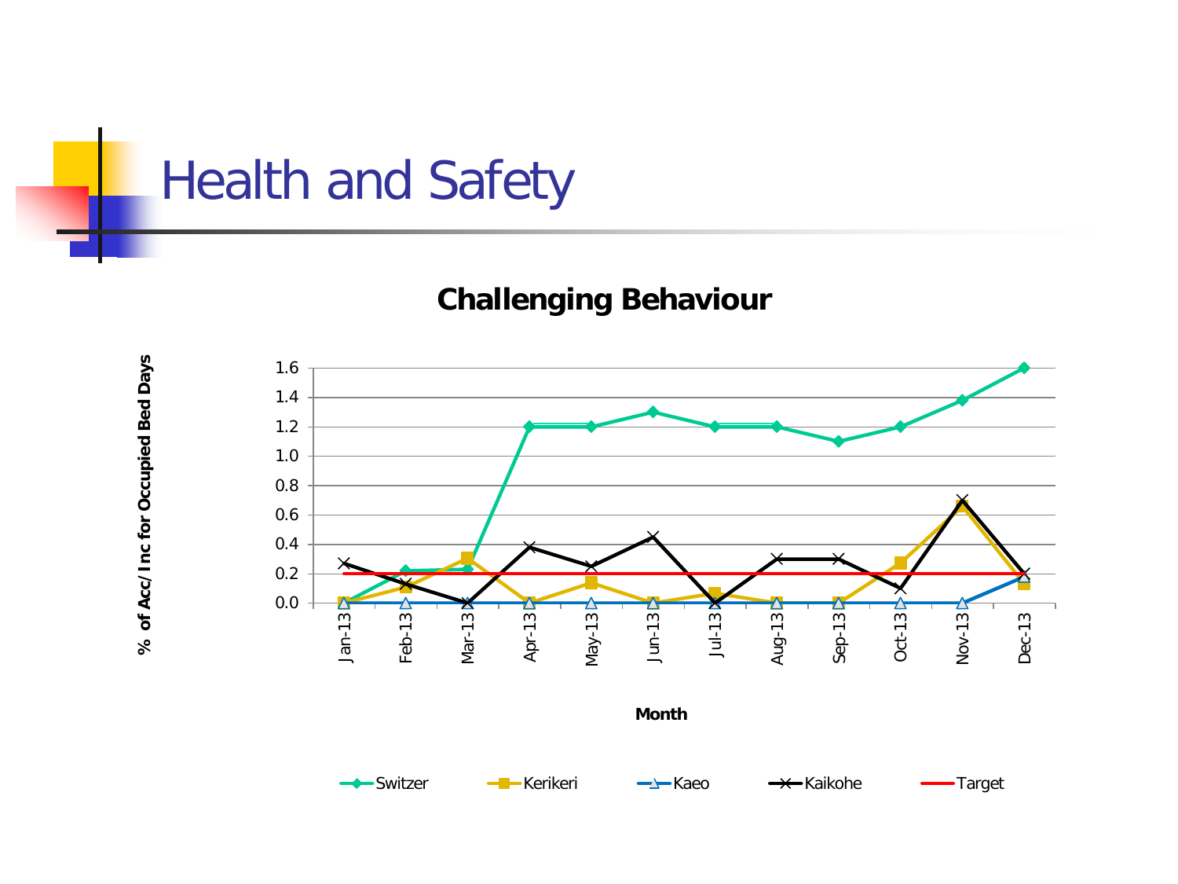# Health and Safety

## Challenging Behaviour

% of Acc/ Inc for Occupied Bed Days

1.6
1.4
1.2
1.0
0.8
0.6
0.4
0.2
0.0

Jan-13 Feb-13 Mar-13 Apr-13 May-13 Jun-13 Jul-13 Aug-13 Sep-13 Oct-13 Nov-13 Dec-13

Month

Switzer Kerikeri Kaeo Kaikohe Target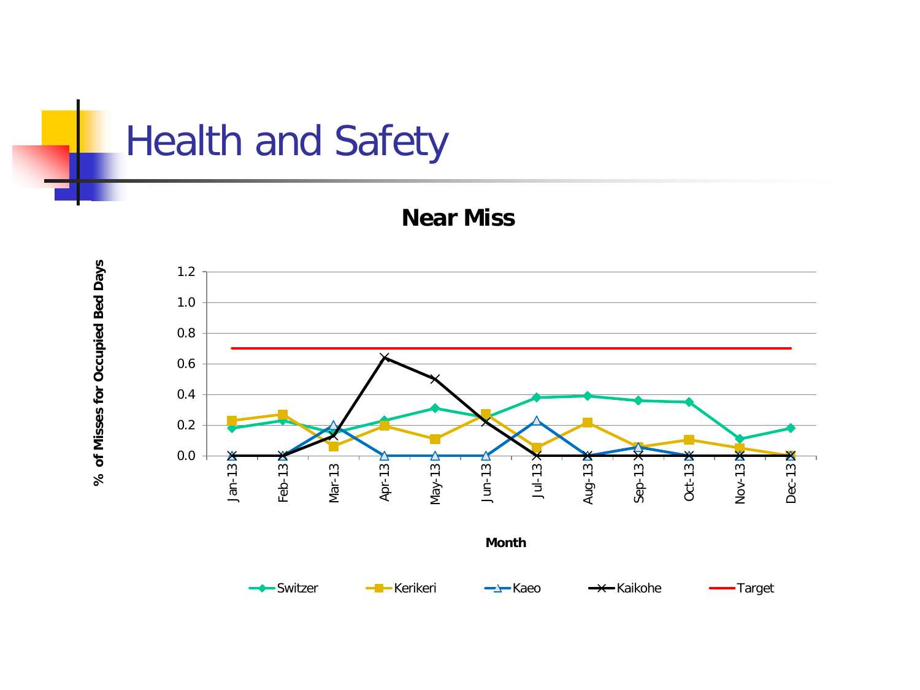# Health and Safety

**Near Miss**

**% of Misses for Occupied Bed Days**

1.2
1.0
0.8
0.6
0.4
0.2
0.0

Jan-13 Feb-13 Mar-13 Apr-13 May-13 Jun-13 Jul-13 Aug-13 Sep-13 Oct-13 Nov-13 Dec-13

**Month**

Switzer Kerikeri Kaeo Kaikohe Target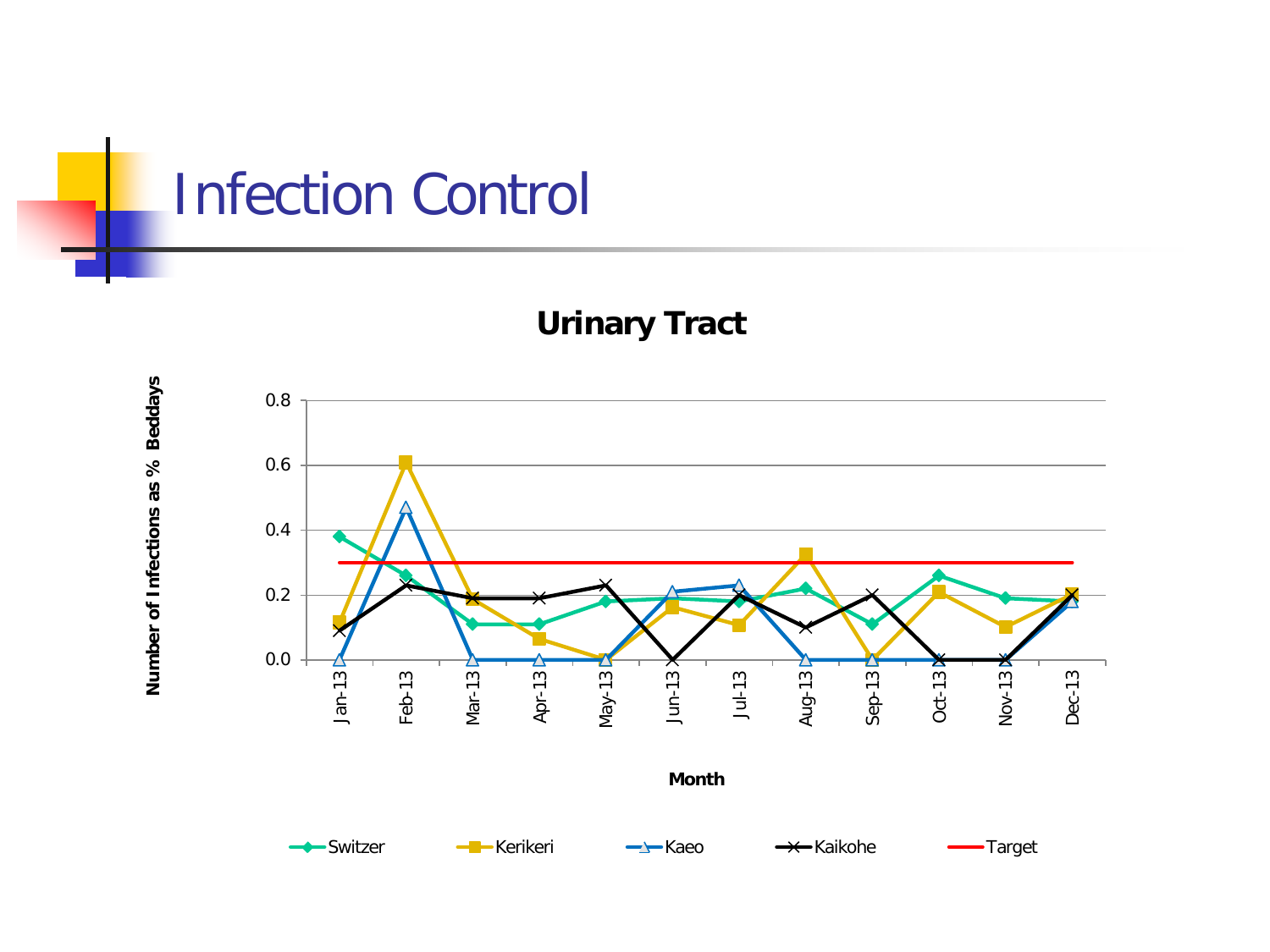# Infection Control

## Urinary Tract

Number of Infections as % Beddays

0.8
0.6
0.4
0.2
0.0

Jan-13 Feb-13 Mar-13 Apr-13 May-13 Jun-13 Jul-13 Aug-13 Sep-13 Oct-13 Nov-13 Dec-13

Month

Switzer Kerikeri Kaeo Kaikohe Target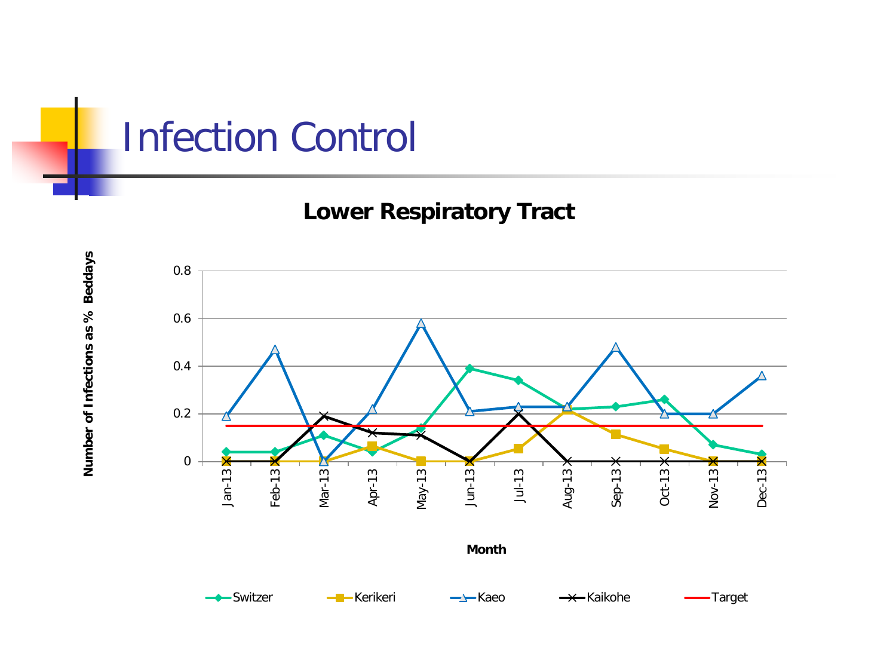# Infection Control

## Lower Respiratory Tract

Number of Infections as % Beddays

0.8
0.6
0.4
0.2
0

Jan-13 Feb-13 Mar-13 Apr-13 May-13 Jun-13 Jul-13 Aug-13 Sep-13 Oct-13 Nov-13 Dec-13

Month

Switzer Kerikeri Kaeo Kaikohe Target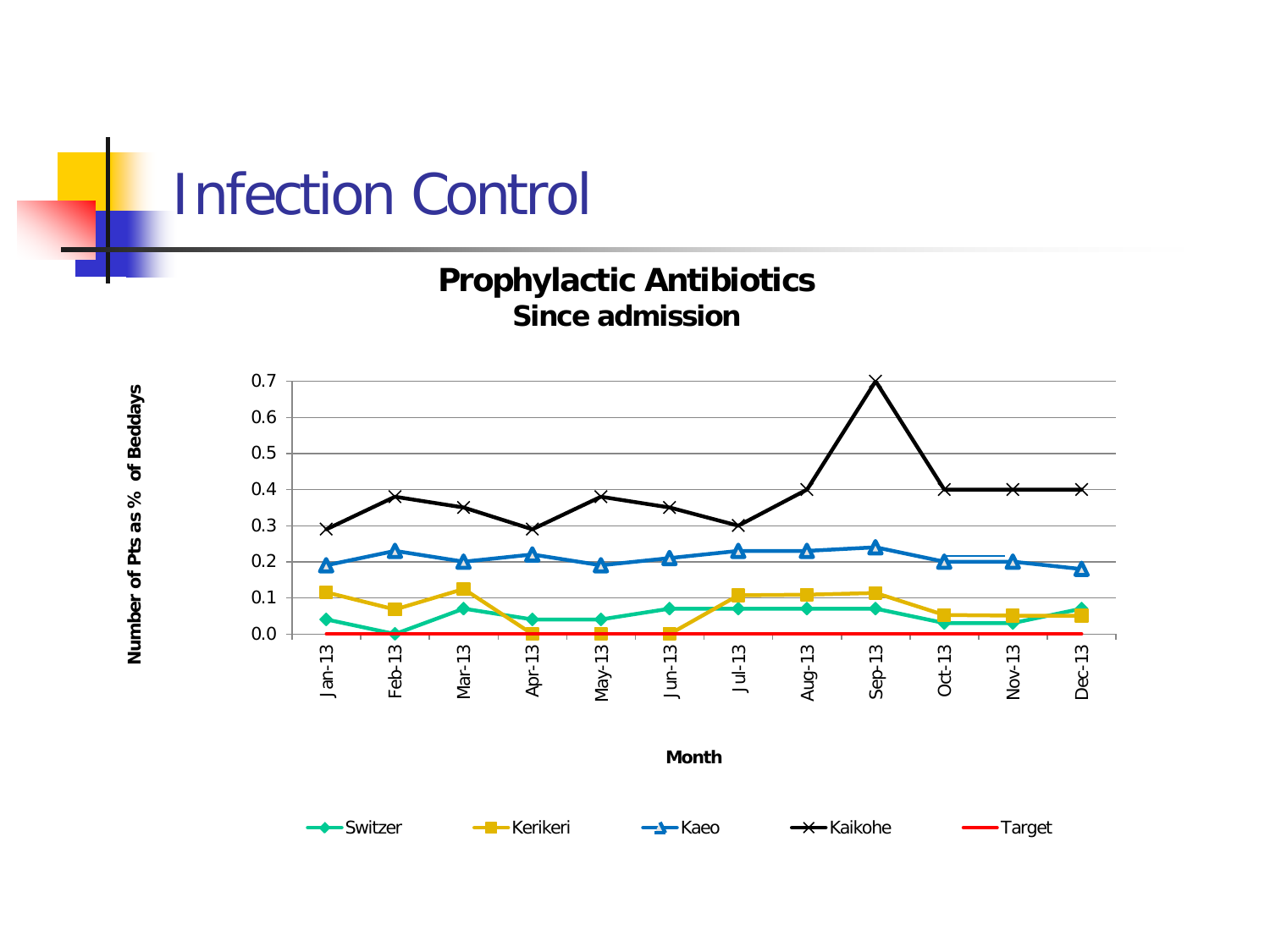# Infection Control

**Prophylactic Antibiotics**
**Since admission**

Number of Pts as % of Beddays

Month

Switzer | Kerikeri | Kaeo | Kaikohe | Target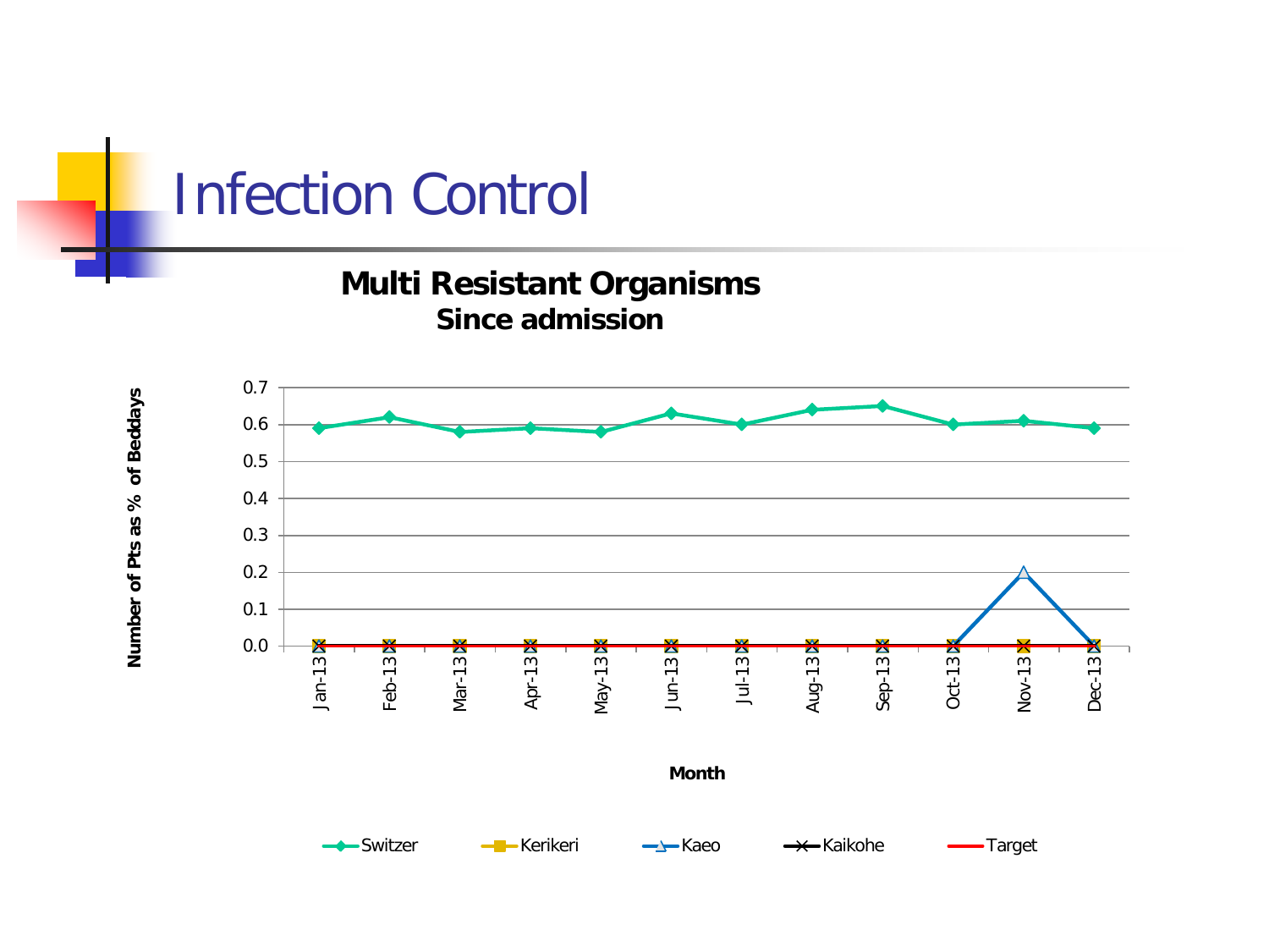# Infection Control

**Multi Resistant Organisms**
**Since admission**

| Month | Switzer | Kerikeri | Kaeo | Kaikohe | Target |
|---|---|---|---|---|---|
| Jan-13 | 0.59 | 0.0 | 0.0 | 0.0 | 0.0 |
| Feb-13 | 0.62 | 0.0 | 0.0 | 0.0 | 0.0 |
| Mar-13 | 0.58 | 0.0 | 0.0 | 0.0 | 0.0 |
| Apr-13 | 0.59 | 0.0 | 0.0 | 0.0 | 0.0 |
| May-13 | 0.58 | 0.0 | 0.0 | 0.0 | 0.0 |
| Jun-13 | 0.63 | 0.0 | 0.0 | 0.0 | 0.0 |
| Jul-13 | 0.60 | 0.0 | 0.0 | 0.0 | 0.0 |
| Aug-13 | 0.64 | 0.0 | 0.0 | 0.0 | 0.0 |
| Sep-13 | 0.65 | 0.0 | 0.0 | 0.0 | 0.0 |
| Oct-13 | 0.60 | 0.0 | 0.0 | 0.0 | 0.0 |
| Nov-13 | 0.61 | 0.0 | 0.2 | 0.0 | 0.0 |
| Dec-13 | 0.59 | 0.0 | 0.0 | 0.0 | 0.0 |

Y-axis: Number of Pts as % of Beddays (0.0–0.7)

X-axis: Month

Legend: Switzer, Kerikeri, Kaeo, Kaikohe, Target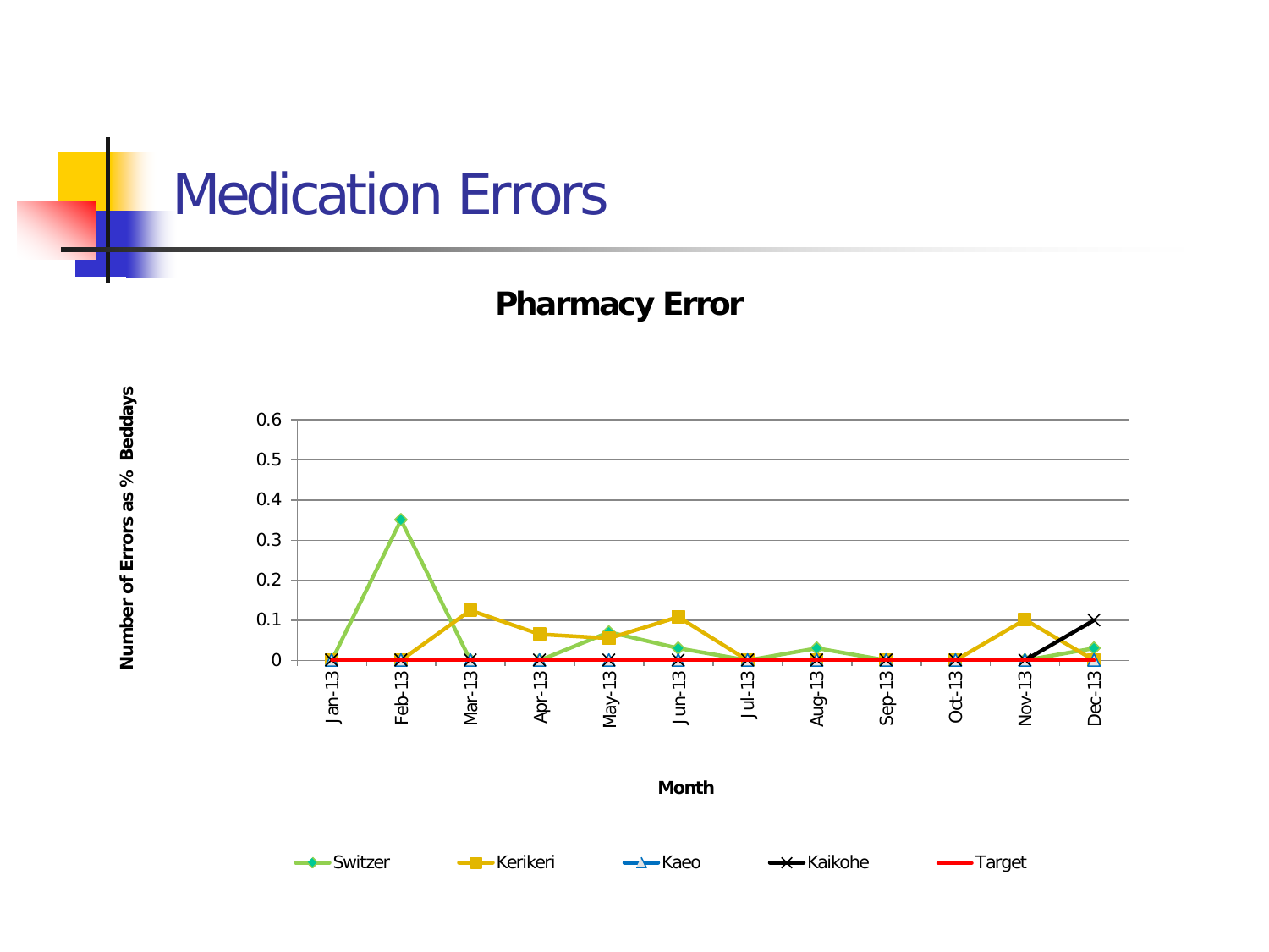# Medication Errors

**Pharmacy Error**

Number of Errors as % Beddays

0.6
0.5
0.4
0.3
0.2
0.1
0

Jan-13 Feb-13 Mar-13 Apr-13 May-13 Jun-13 Jul-13 Aug-13 Sep-13 Oct-13 Nov-13 Dec-13

**Month**

Switzer Kerikeri Kaeo Kaikohe Target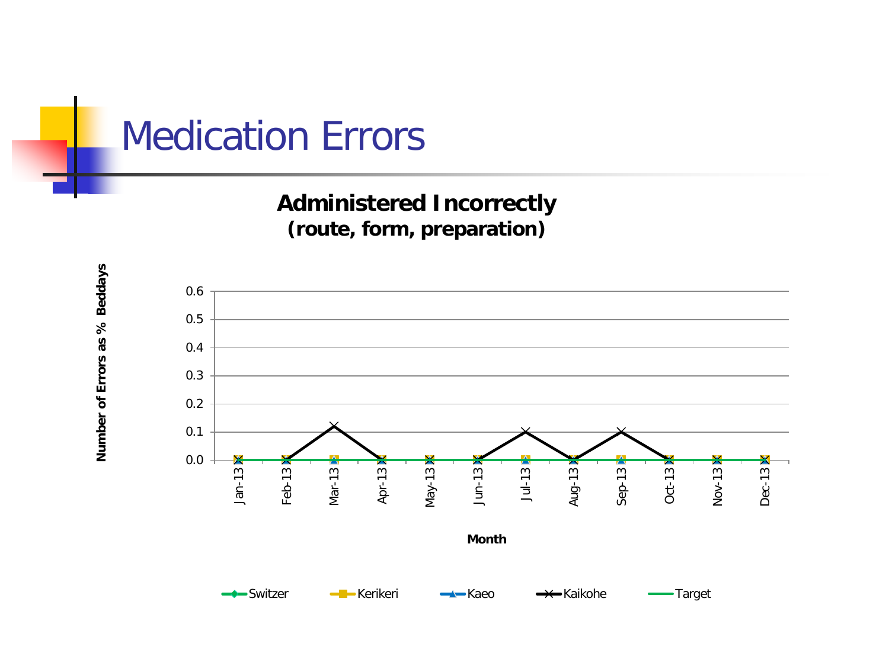# Medication Errors

**Administered Incorrectly**
**(route, form, preparation)**

Number of Errors as % Beddays

0.6
0.5
0.4
0.3
0.2
0.1
0.0

Jan-13 Feb-13 Mar-13 Apr-13 May-13 Jun-13 Jul-13 Aug-13 Sep-13 Oct-13 Nov-13 Dec-13

**Month**

Switzer Kerikeri Kaeo Kaikohe Target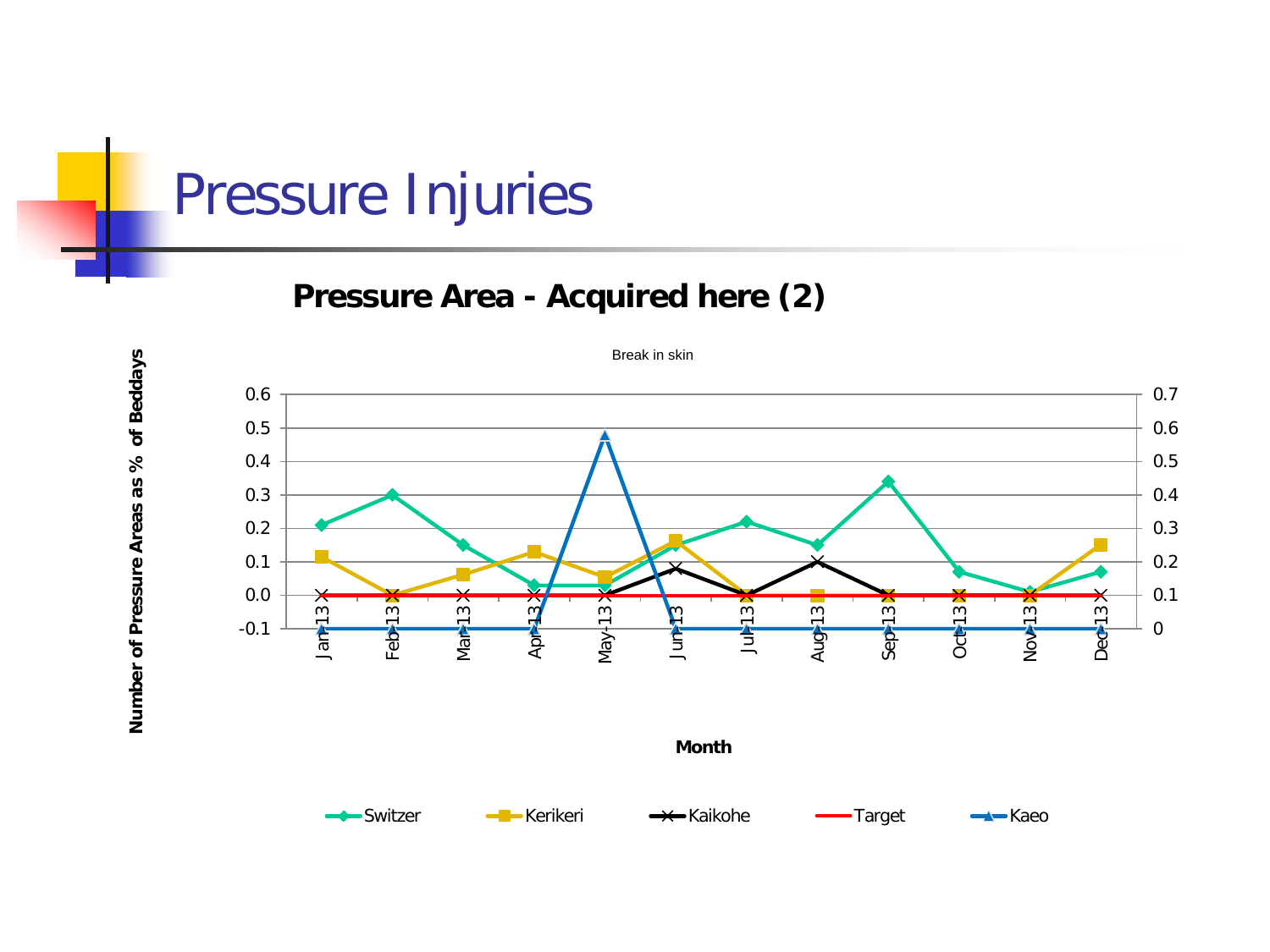# Pressure Injuries

## Pressure Area - Acquired here (2)

Break in skin

Number of Pressure Areas as % of Beddays

Month

Switzer · Kerikeri · Kaikohe · Target · Kaeo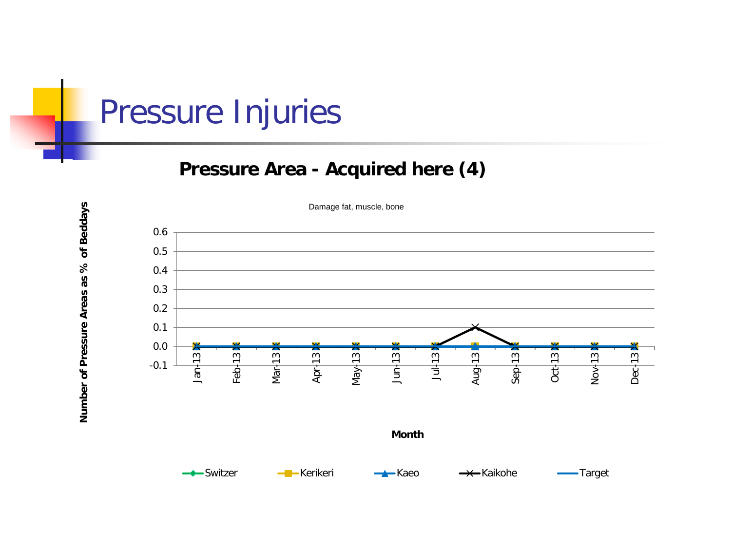# Pressure Injuries

## Pressure Area - Acquired here (4)

Damage fat, muscle, bone

| Month | Switzer | Kerikeri | Kaeo | Kaikohe | Target |
|---|---|---|---|---|---|
| Jan-13 | 0.0 | 0.0 | 0.0 | 0.0 | 0.0 |
| Feb-13 | 0.0 | 0.0 | 0.0 | 0.0 | 0.0 |
| Mar-13 | 0.0 | 0.0 | 0.0 | 0.0 | 0.0 |
| Apr-13 | 0.0 | 0.0 | 0.0 | 0.0 | 0.0 |
| May-13 | 0.0 | 0.0 | 0.0 | 0.0 | 0.0 |
| Jun-13 | 0.0 | 0.0 | 0.0 | 0.0 | 0.0 |
| Jul-13 | 0.0 | 0.0 | 0.0 | 0.0 | 0.0 |
| Aug-13 | 0.0 | 0.0 | 0.0 | 0.1 | 0.0 |
| Sep-13 | 0.0 | 0.0 | 0.0 | 0.0 | 0.0 |
| Oct-13 | 0.0 | 0.0 | 0.0 | 0.0 | 0.0 |
| Nov-13 | 0.0 | 0.0 | 0.0 | 0.0 | 0.0 |
| Dec-13 | 0.0 | 0.0 | 0.0 | 0.0 | 0.0 |

Y-axis: Number of Pressure Areas as % of Beddays

X-axis: Month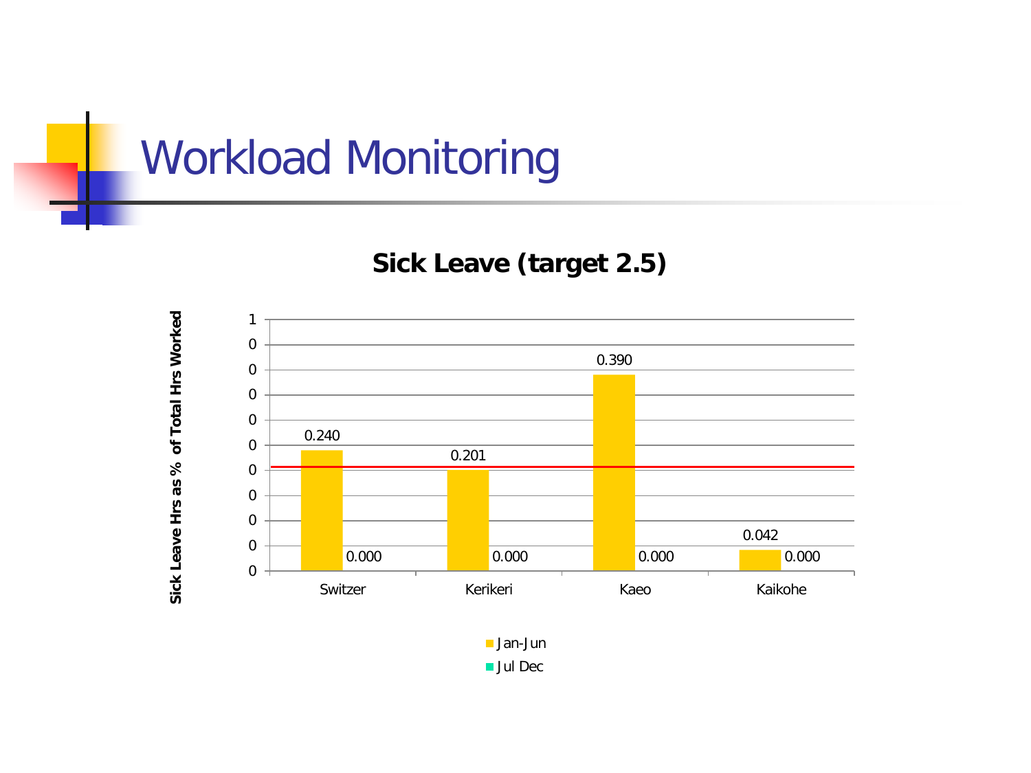# Workload Monitoring

## Sick Leave (target 2.5)

| | Jan-Jun | Jul Dec |
|---|---|---|
| Switzer | 0.240 | 0.000 |
| Kerikeri | 0.201 | 0.000 |
| Kaeo | 0.390 | 0.000 |
| Kaikohe | 0.042 | 0.000 |

Sick Leave Hrs as % of Total Hrs Worked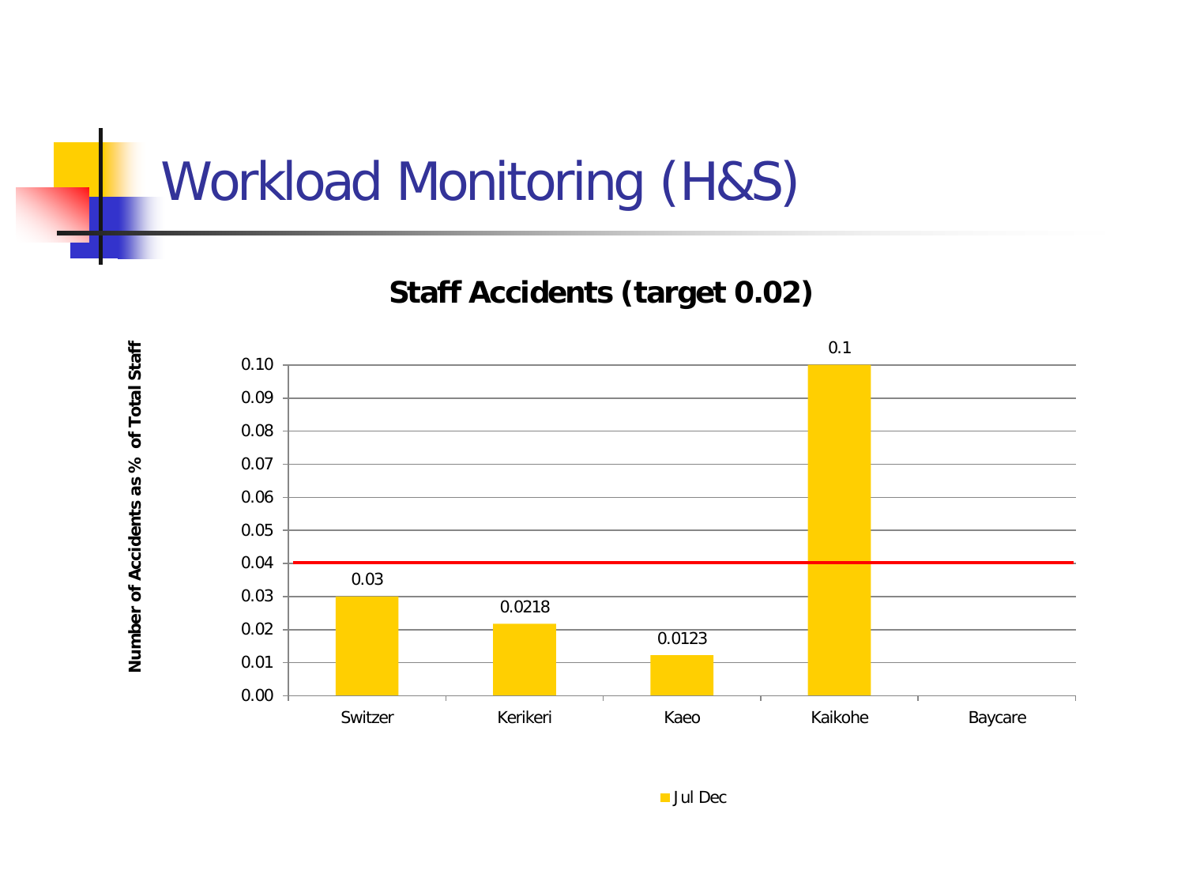# Workload Monitoring (H&S)

**Staff Accidents (target 0.02)**

Number of Accidents as % of Total Staff

| | Jul Dec |
|---|---|
| Switzer | 0.03 |
| Kerikeri | 0.0218 |
| Kaeo | 0.0123 |
| Kaikohe | 0.1 |
| Baycare | |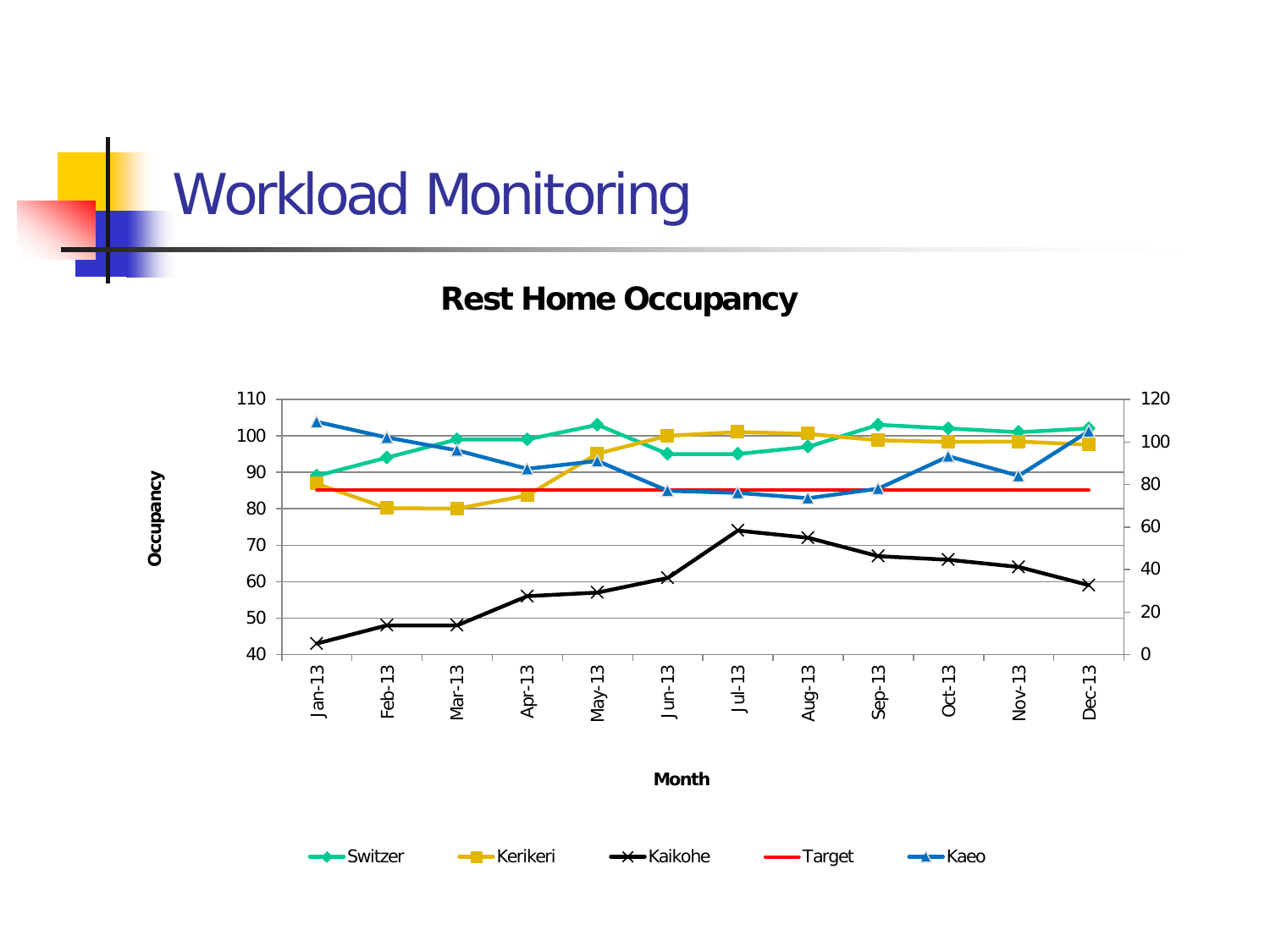# Workload Monitoring

**Rest Home Occupancy**

Occupancy (left axis: 40–110; right axis: 0–120)

Month: Jan-13, Feb-13, Mar-13, Apr-13, May-13, Jun-13, Jul-13, Aug-13, Sep-13, Oct-13, Nov-13, Dec-13

Legend: Switzer, Kerikeri, Kaikohe, Target, Kaeo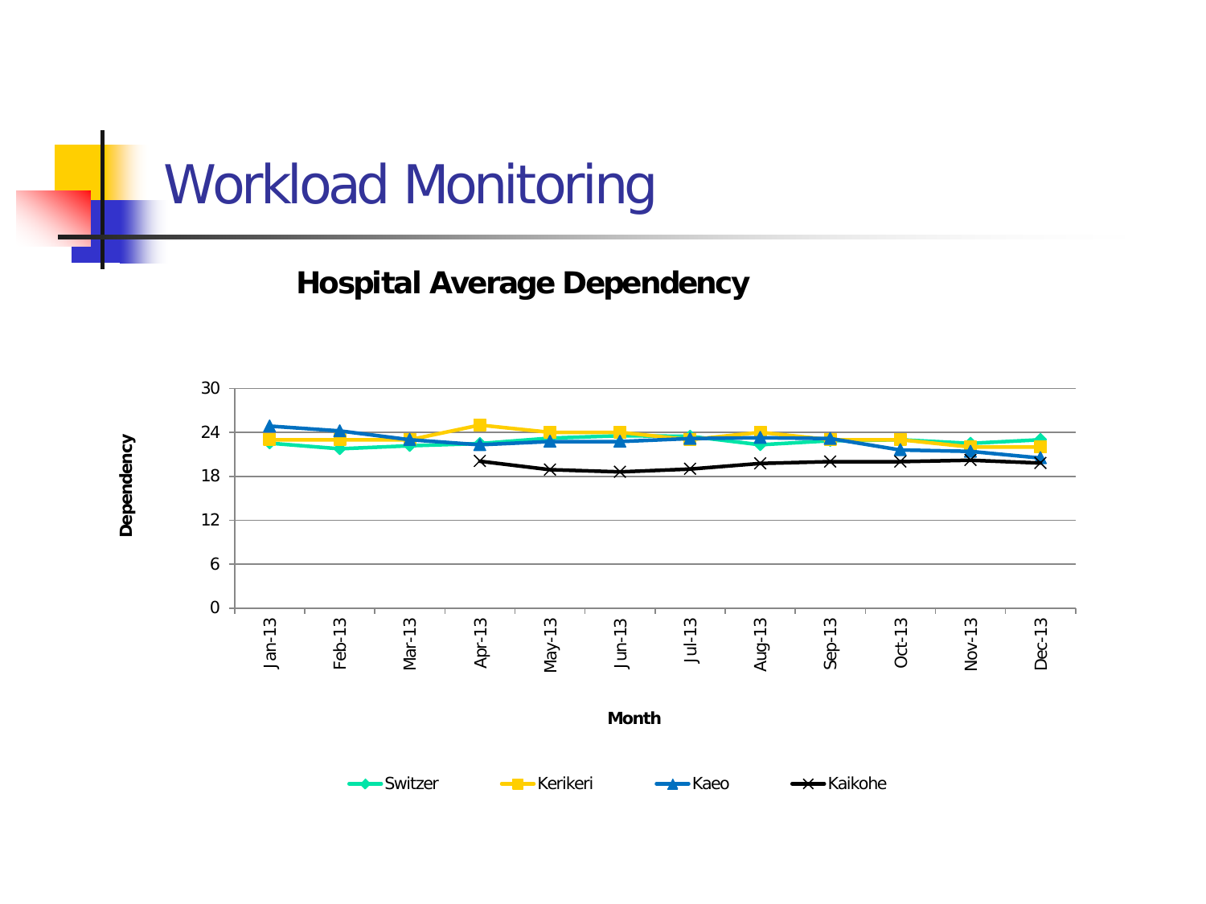# Workload Monitoring

**Hospital Average Dependency**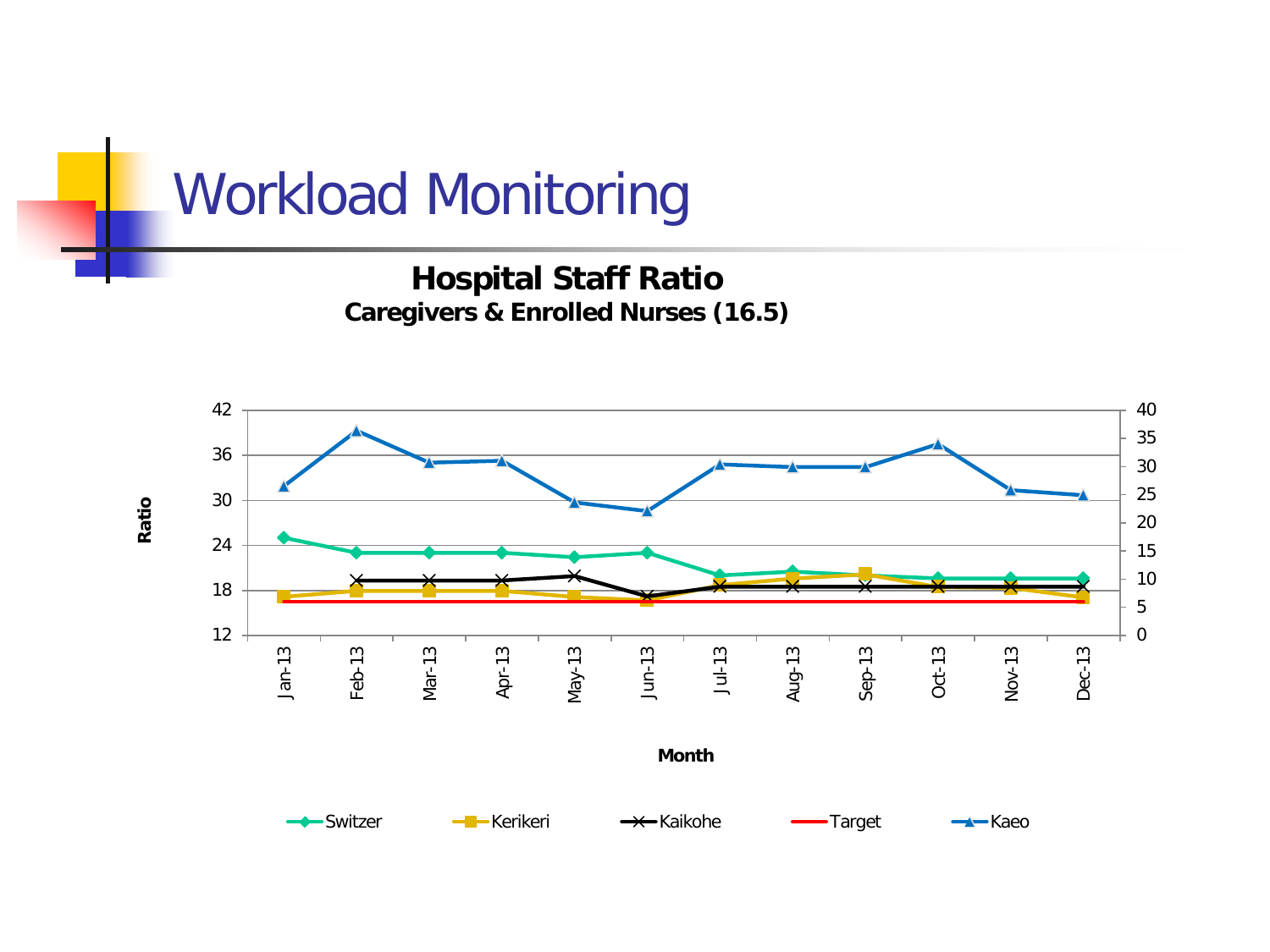# Workload Monitoring

**Hospital Staff Ratio**

**Caregivers & Enrolled Nurses (16.5)**

Ratio

Month

Switzer, Kerikeri, Kaikohe, Target, Kaeo

Months: Jan-13, Feb-13, Mar-13, Apr-13, May-13, Jun-13, Jul-13, Aug-13, Sep-13, Oct-13, Nov-13, Dec-13

Left axis: 12, 18, 24, 30, 36, 42

Right axis: 0, 5, 10, 15, 20, 25, 30, 35, 40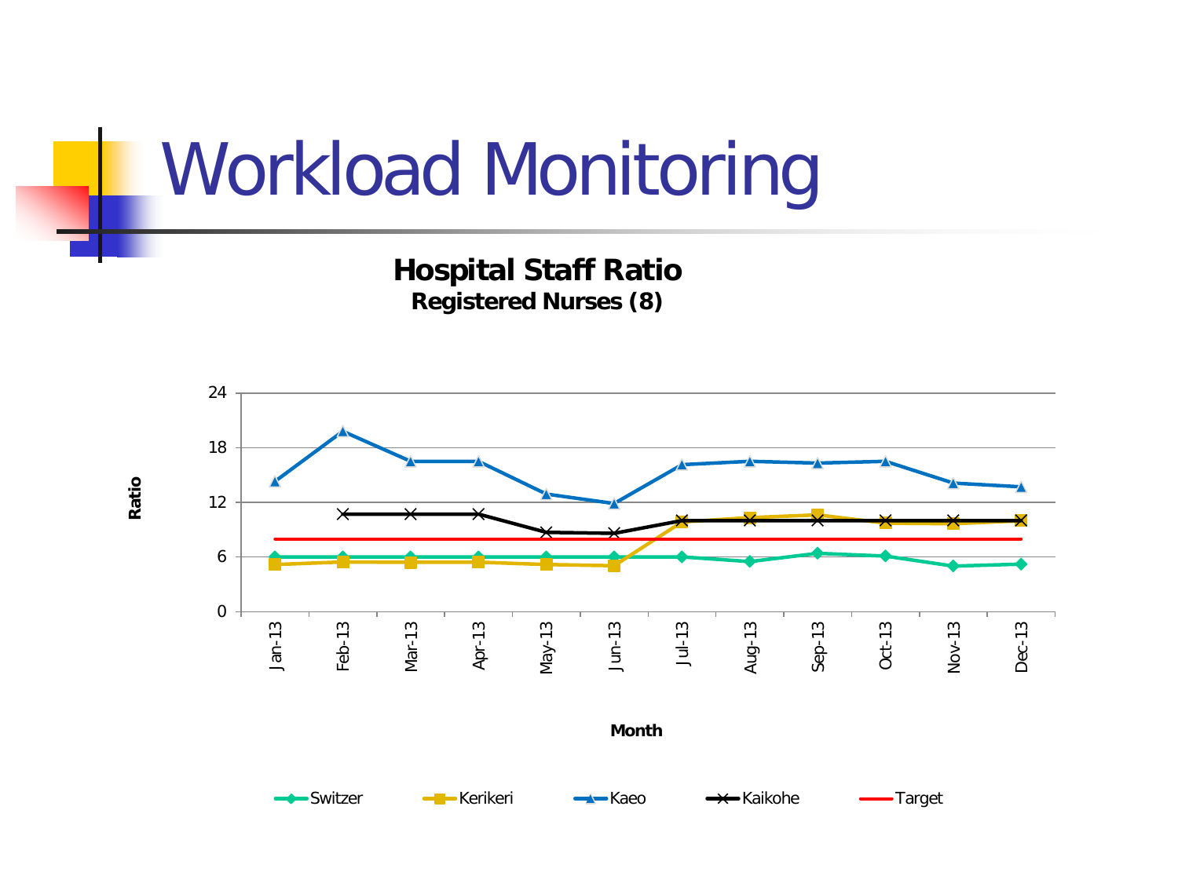# Workload Monitoring

**Hospital Staff Ratio**
**Registered Nurses (8)**

Ratio: 0, 6, 12, 18, 24

Month: Jan-13, Feb-13, Mar-13, Apr-13, May-13, Jun-13, Jul-13, Aug-13, Sep-13, Oct-13, Nov-13, Dec-13

Switzer, Kerikeri, Kaeo, Kaikohe, Target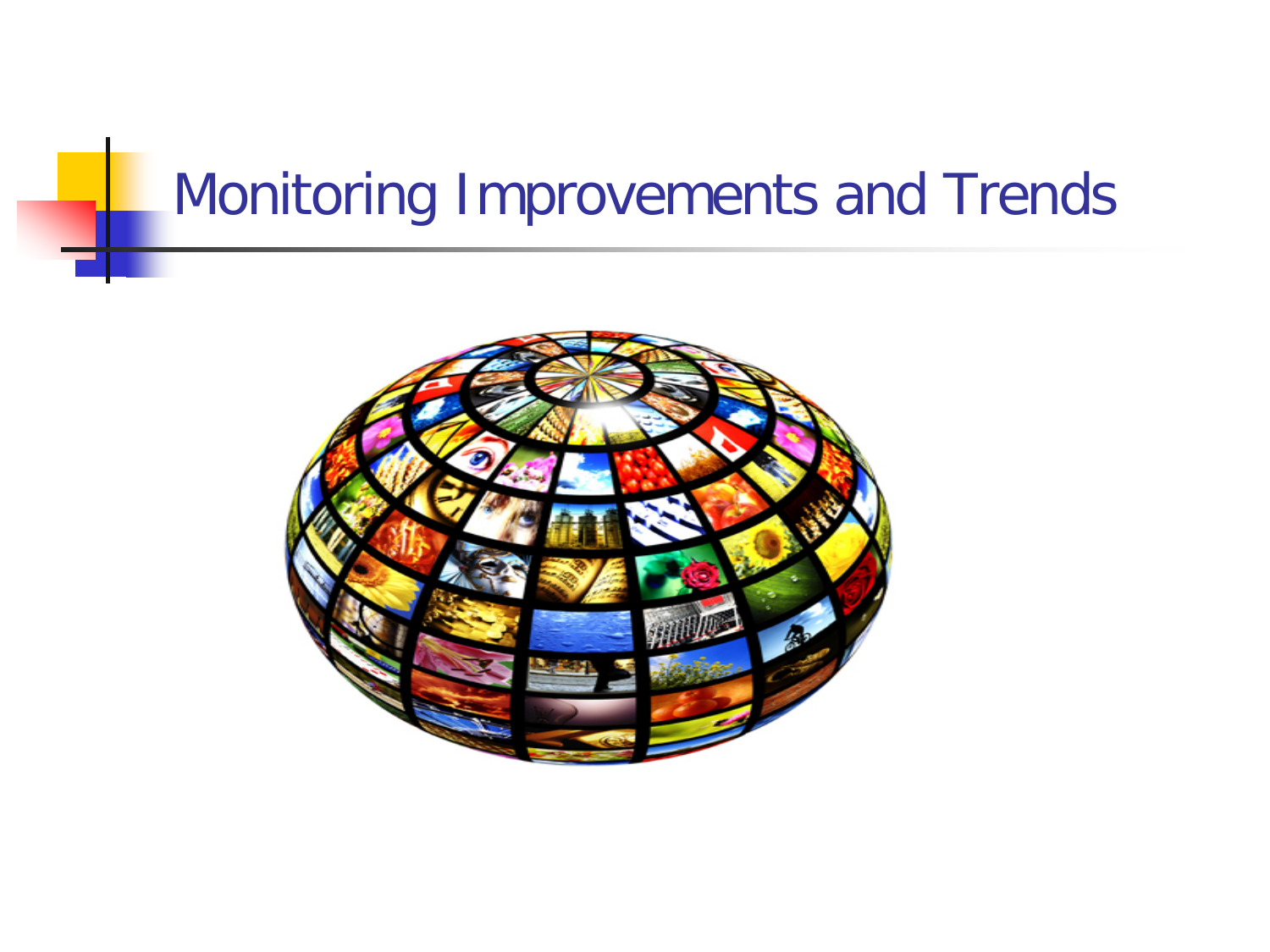# Monitoring Improvements and Trends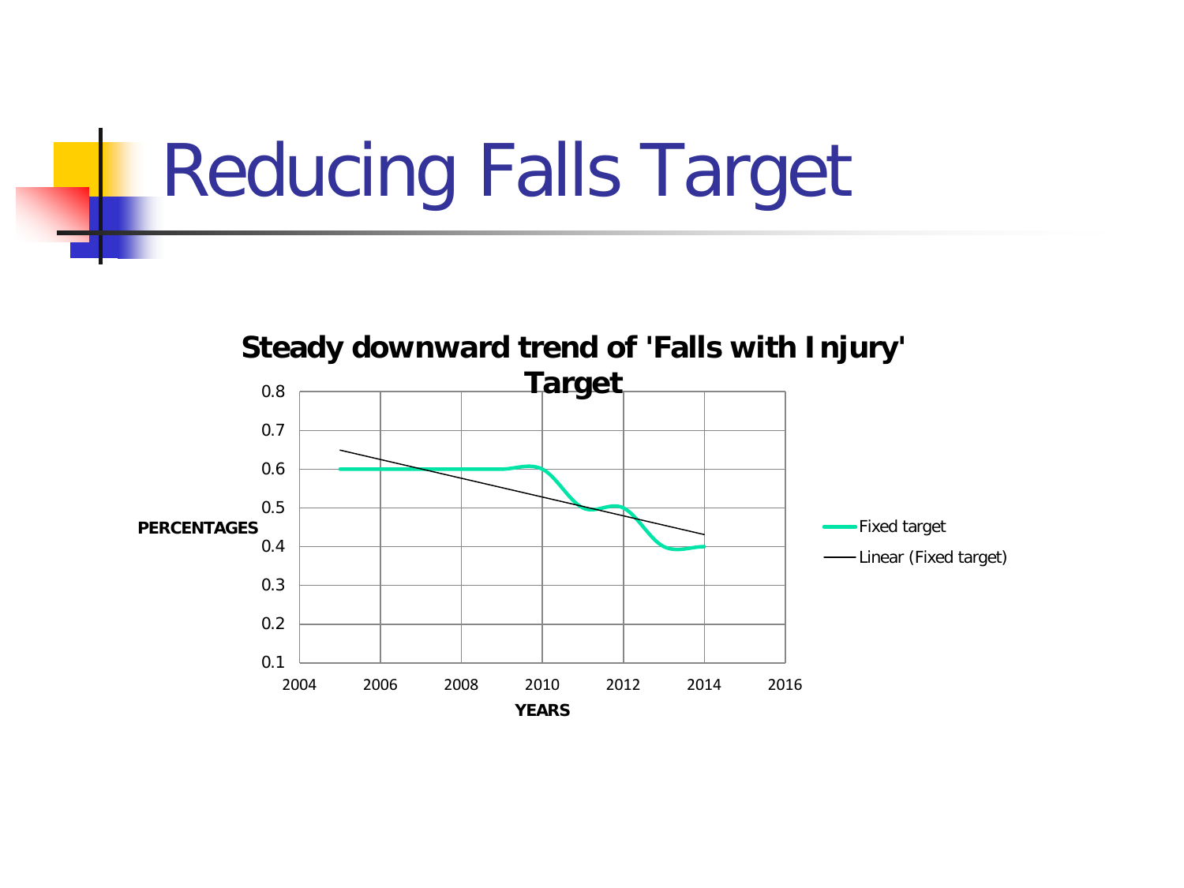# Reducing Falls Target

**Steady downward trend of 'Falls with Injury' Target**

PERCENTAGES

0.8
0.7
0.6
0.5
0.4
0.3
0.2
0.1

2004 2006 2008 2010 2012 2014 2016

YEARS

Fixed target

Linear (Fixed target)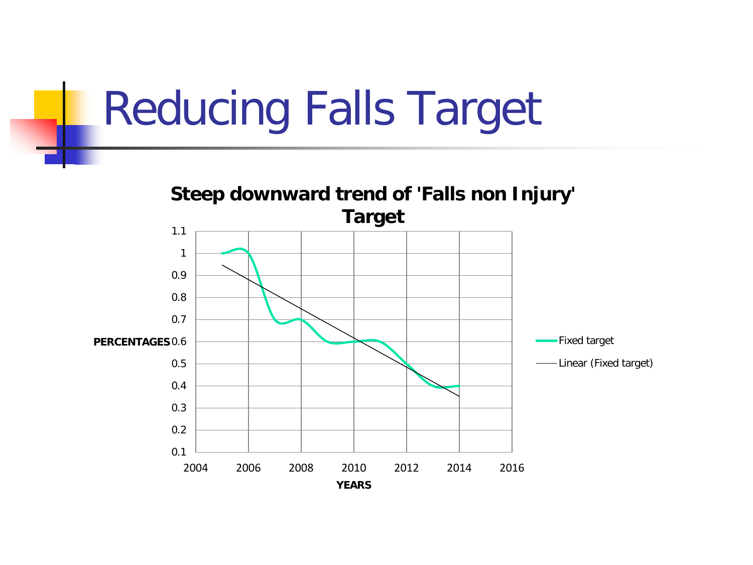# Reducing Falls Target

**Steep downward trend of 'Falls non Injury' Target**

PERCENTAGES

YEARS

Fixed target

Linear (Fixed target)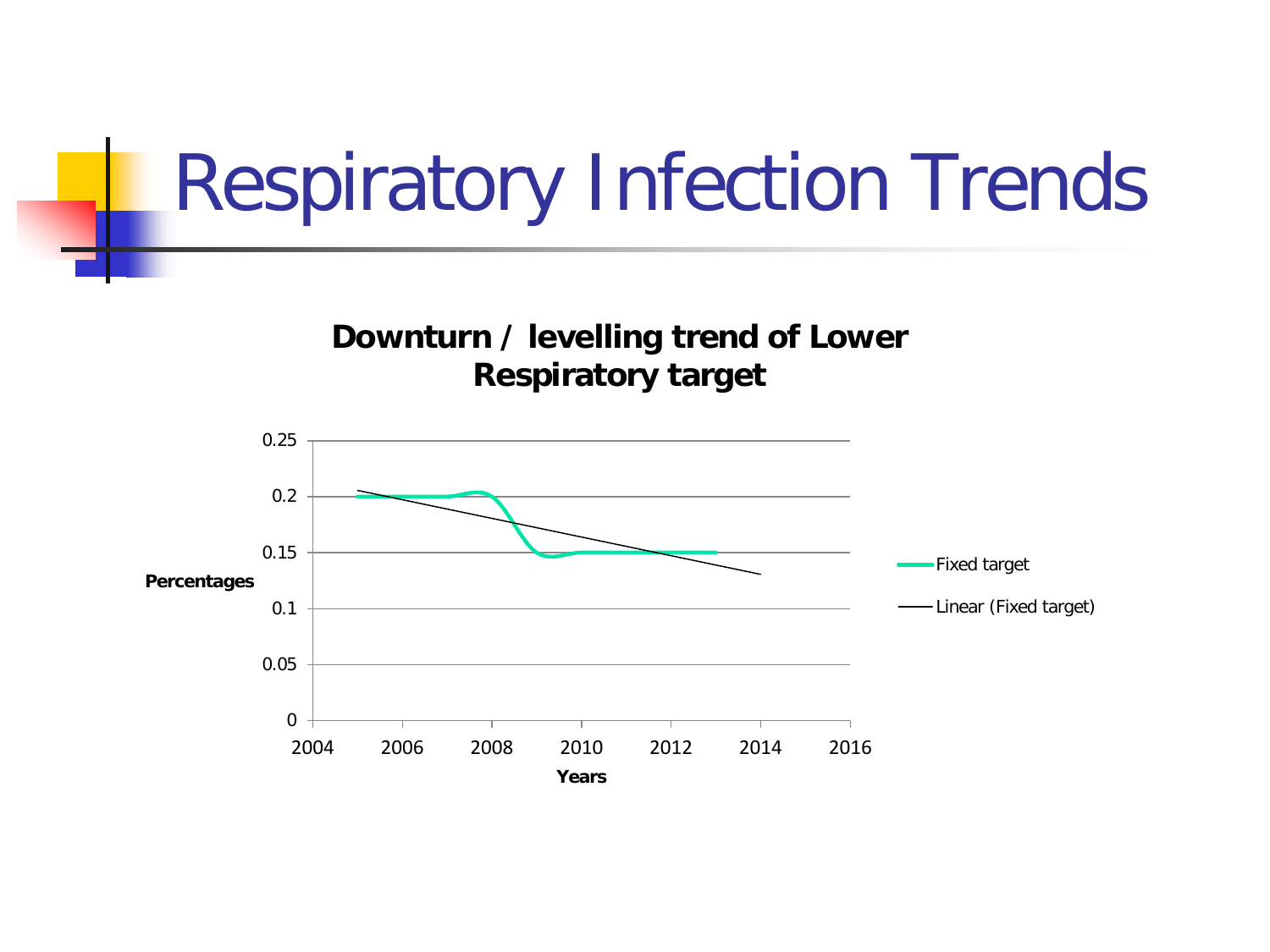# Respiratory Infection Trends

**Downturn / levelling trend of Lower Respiratory target**

Percentages

0.25
0.2
0.15
0.1
0.05
0

2004 2006 2008 2010 2012 2014 2016

**Years**

Fixed target

Linear (Fixed target)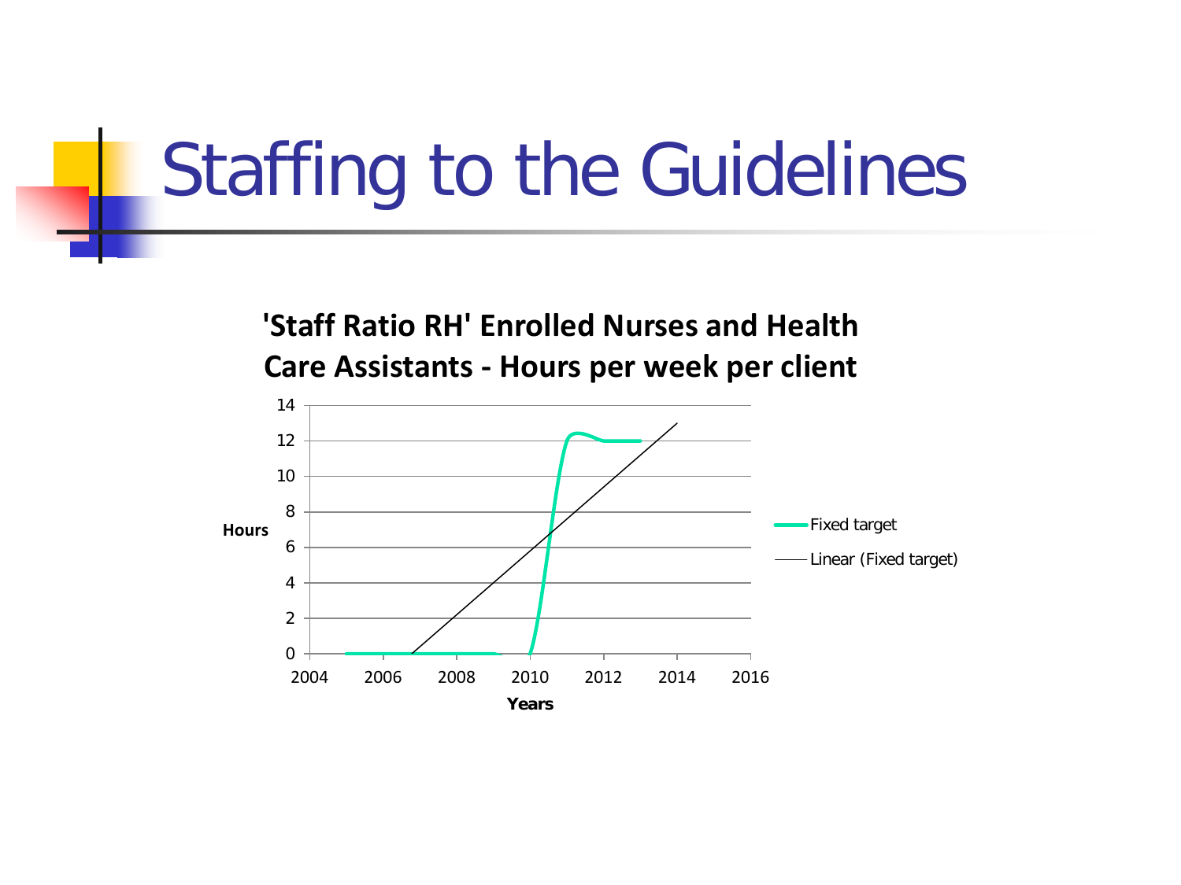# Staffing to the Guidelines

**'Staff Ratio RH' Enrolled Nurses and Health Care Assistants - Hours per week per client**

Hours: 0, 2, 4, 6, 8, 10, 12, 14

Years: 2004, 2006, 2008, 2010, 2012, 2014, 2016

Fixed target

Linear (Fixed target)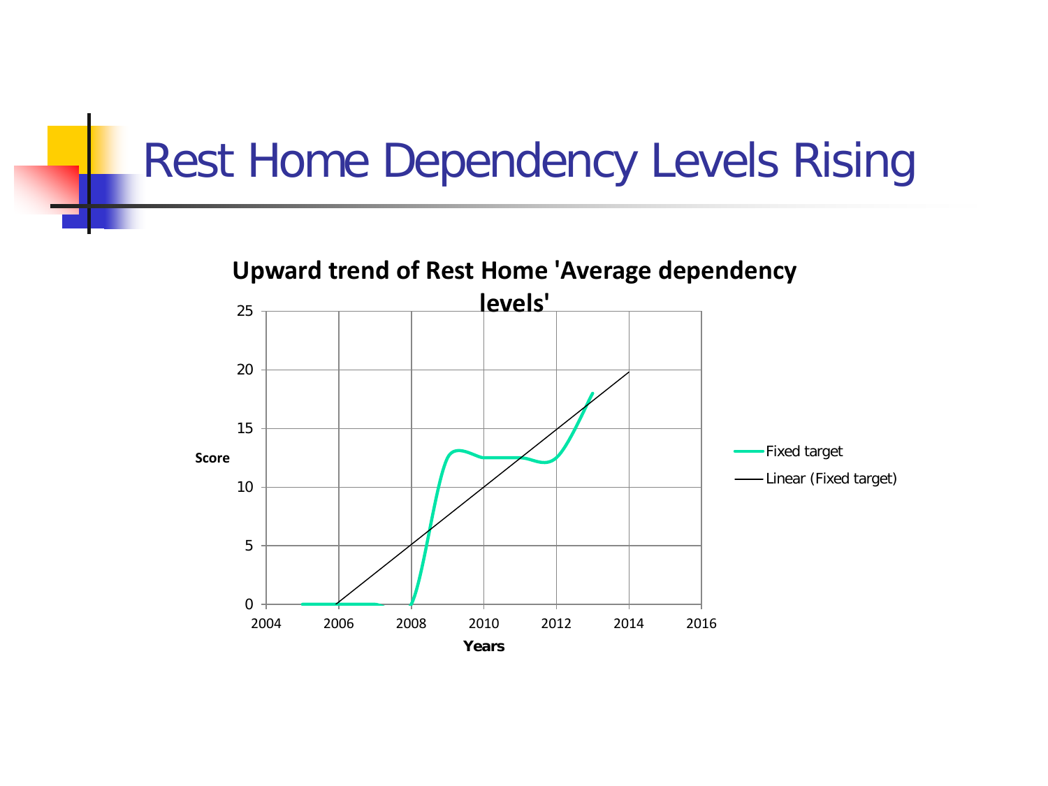# Rest Home Dependency Levels Rising

**Upward trend of Rest Home 'Average dependency levels'**

Score

Years

- Fixed target
- Linear (Fixed target)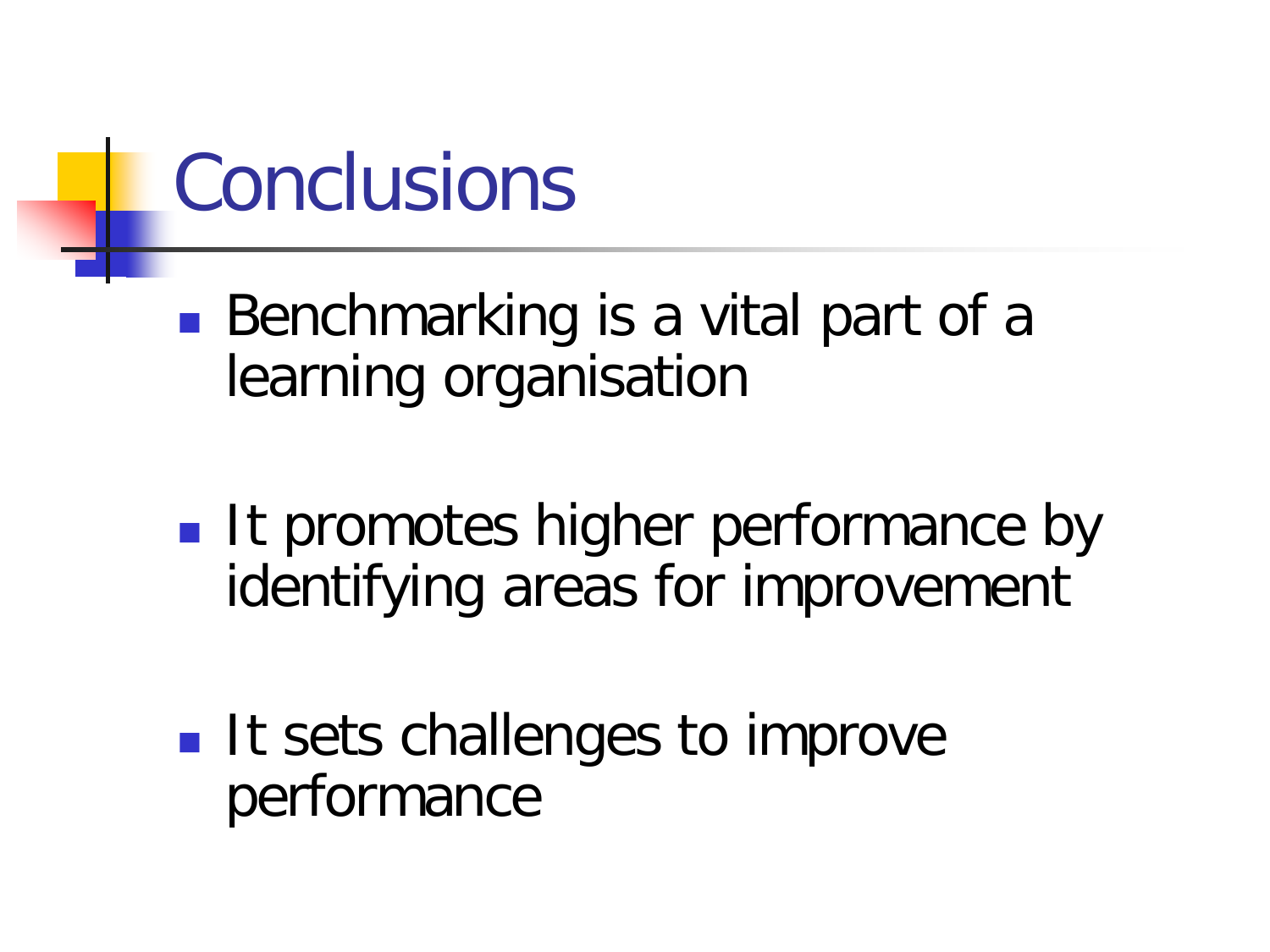# Conclusions

- Benchmarking is a vital part of a learning organisation
- It promotes higher performance by identifying areas for improvement
- It sets challenges to improve performance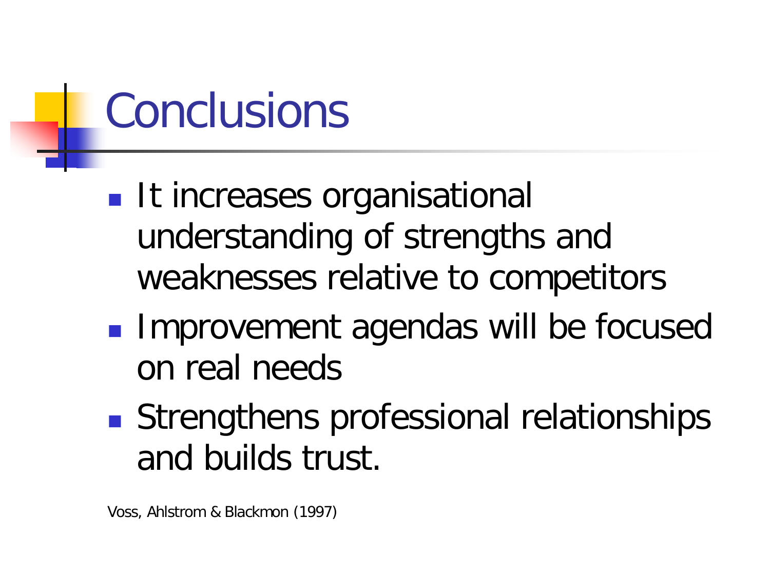# Conclusions

- It increases organisational understanding of strengths and weaknesses relative to competitors
- Improvement agendas will be focused on real needs
- Strengthens professional relationships and builds trust.

Voss, Ahlstrom & Blackmon (1997)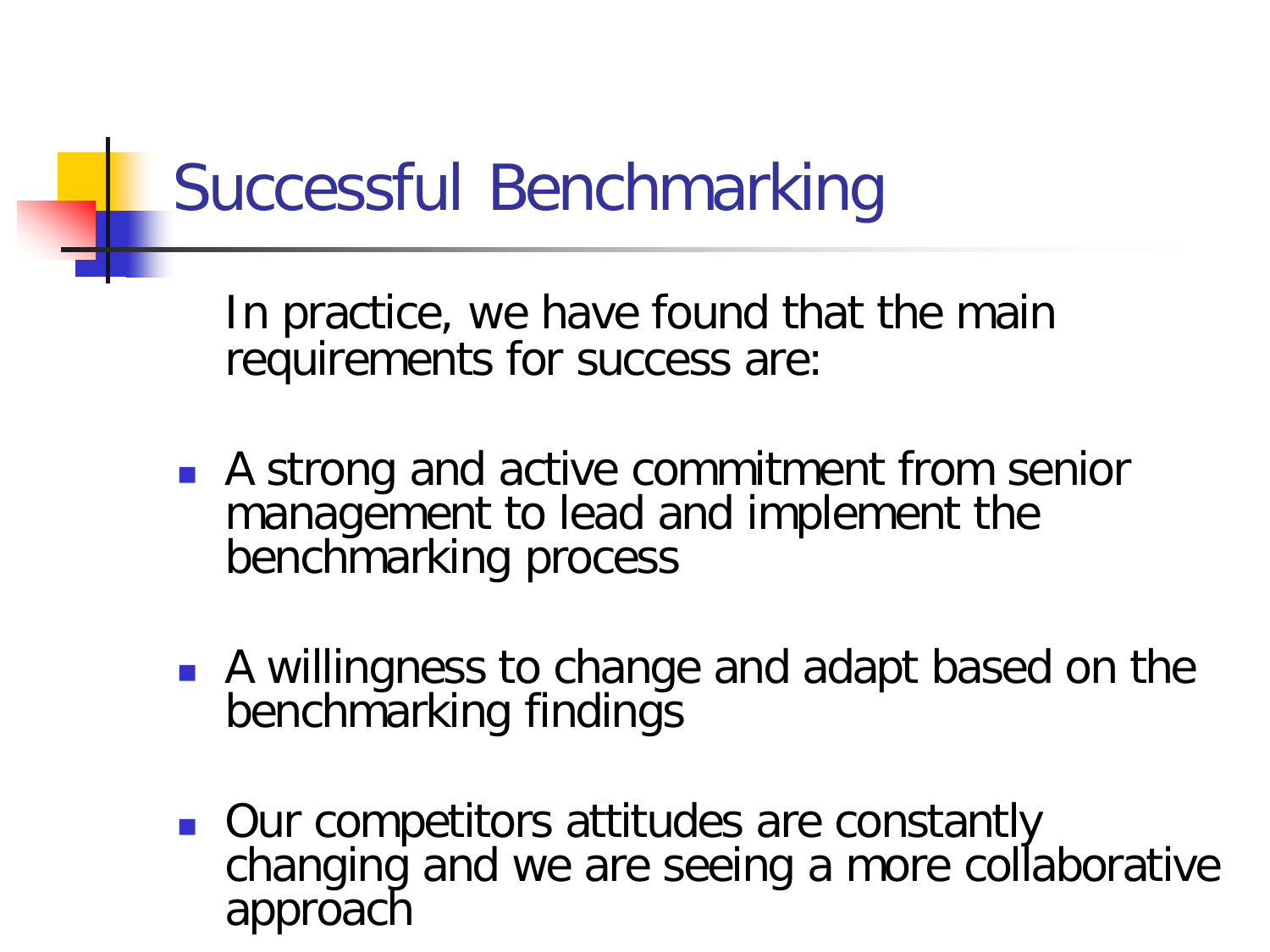# Successful Benchmarking

In practice, we have found that the main requirements for success are:

- A strong and active commitment from senior management to lead and implement the benchmarking process
- A willingness to change and adapt based on the benchmarking findings
- Our competitors attitudes are constantly changing and we are seeing a more collaborative approach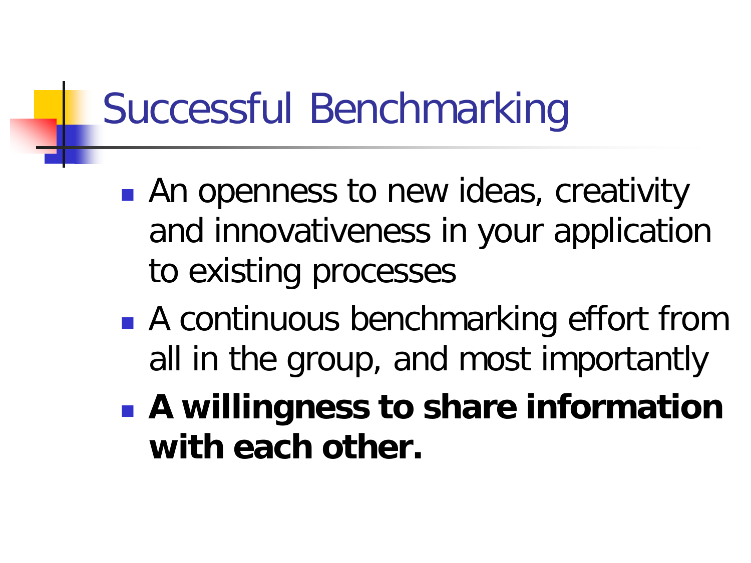# Successful Benchmarking

- An openness to new ideas, creativity and innovativeness in your application to existing processes
- A continuous benchmarking effort from all in the group, and most importantly
- **A willingness to share information with each other.**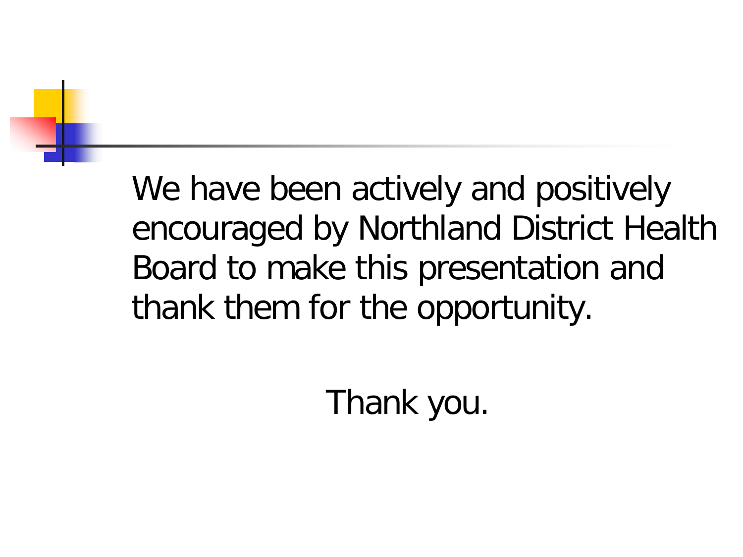We have been actively and positively encouraged by Northland District Health Board to make this presentation and thank them for the opportunity.

Thank you.